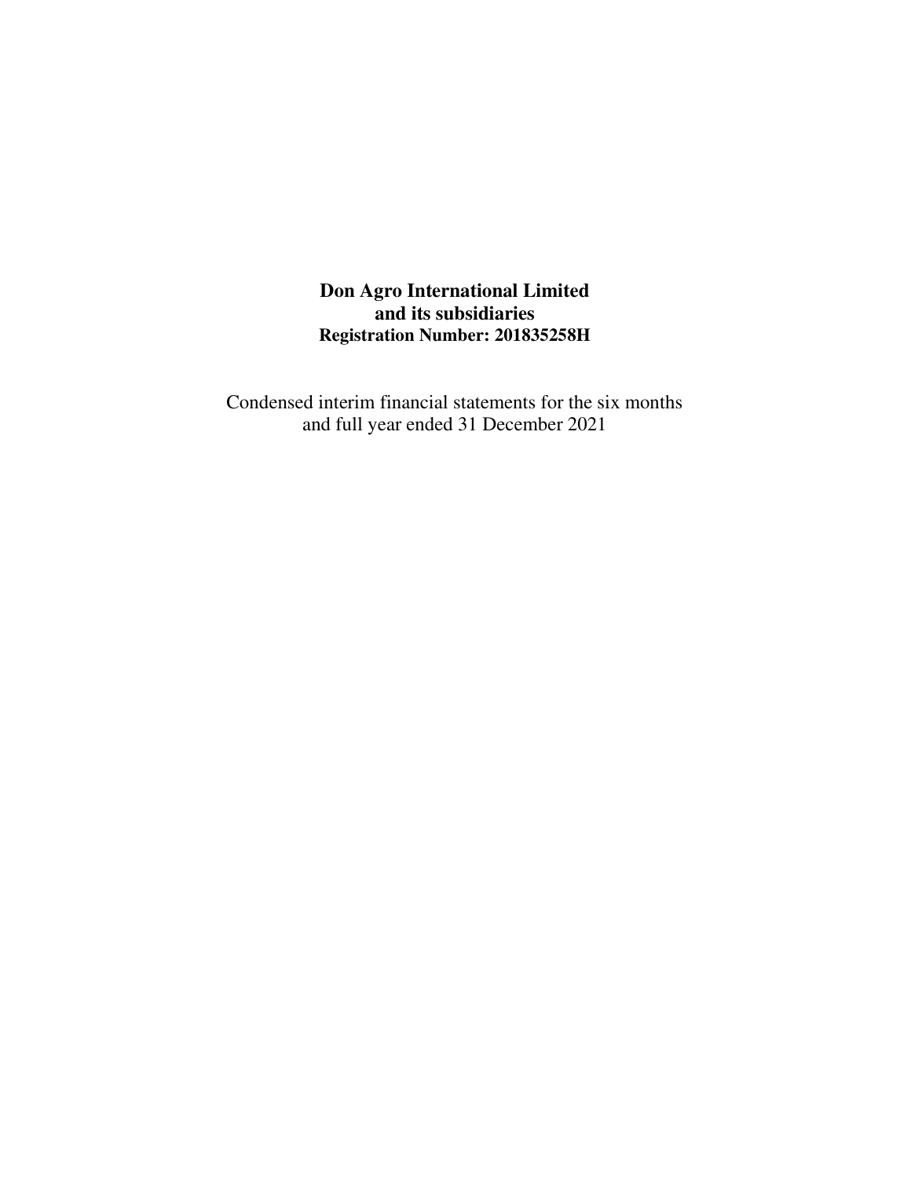**Don Agro International Limited**
**and its subsidiaries**
**Registration Number: 201835258H**

Condensed interim financial statements for the six months and full year ended 31 December 2021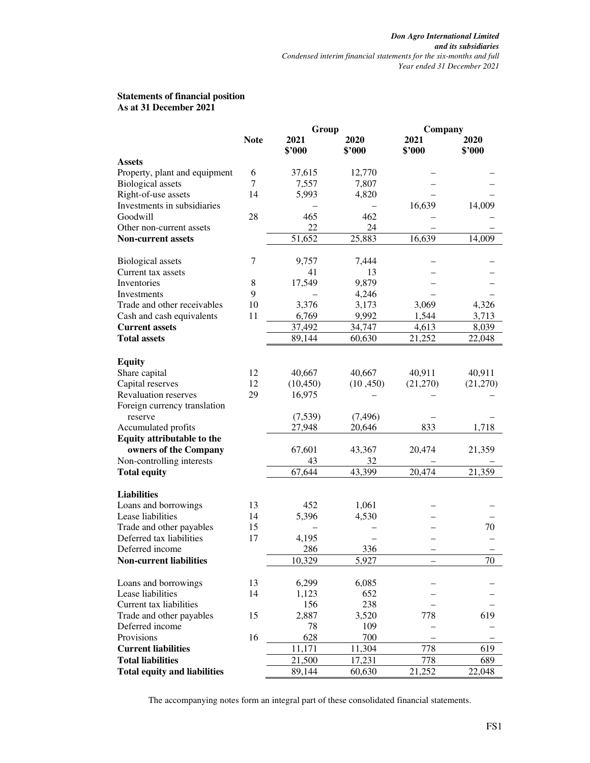**Statements of financial position**
**As at 31 December 2021**

| | Note | Group | | Company | |
|---|---|---|---|---|---|
| | | **2021 $'000** | **2020 $'000** | **2021 $'000** | **2020 $'000** |
| **Assets** | | | | | |
| Property, plant and equipment | 6 | 37,615 | 12,770 | – | – |
| Biological assets | 7 | 7,557 | 7,807 | – | – |
| Right-of-use assets | 14 | 5,993 | 4,820 | – | – |
| Investments in subsidiaries | | – | – | 16,639 | 14,009 |
| Goodwill | 28 | 465 | 462 | – | – |
| Other non-current assets | | 22 | 24 | – | – |
| **Non-current assets** | | 51,652 | 25,883 | 16,639 | 14,009 |
| | | | | | |
| Biological assets | 7 | 9,757 | 7,444 | – | – |
| Current tax assets | | 41 | 13 | – | – |
| Inventories | 8 | 17,549 | 9,879 | – | – |
| Investments | 9 | – | 4,246 | – | – |
| Trade and other receivables | 10 | 3,376 | 3,173 | 3,069 | 4,326 |
| Cash and cash equivalents | 11 | 6,769 | 9,992 | 1,544 | 3,713 |
| **Current assets** | | 37,492 | 34,747 | 4,613 | 8,039 |
| **Total assets** | | 89,144 | 60,630 | 21,252 | 22,048 |
| | | | | | |
| **Equity** | | | | | |
| Share capital | 12 | 40,667 | 40,667 | 40,911 | 40,911 |
| Capital reserves | 12 | (10,450) | (10 ,450) | (21,270) | (21,270) |
| Revaluation reserves | 29 | 16,975 | – | – | – |
| Foreign currency translation reserve | | (7,539) | (7,496) | – | – |
| Accumulated profits | | 27,948 | 20,646 | 833 | 1,718 |
| **Equity attributable to the owners of the Company** | | 67,601 | 43,367 | 20,474 | 21,359 |
| Non-controlling interests | | 43 | 32 | – | – |
| **Total equity** | | 67,644 | 43,399 | 20,474 | 21,359 |
| | | | | | |
| **Liabilities** | | | | | |
| Loans and borrowings | 13 | 452 | 1,061 | – | – |
| Lease liabilities | 14 | 5,396 | 4,530 | – | – |
| Trade and other payables | 15 | – | – | – | 70 |
| Deferred tax liabilities | 17 | 4,195 | – | – | – |
| Deferred income | | 286 | 336 | – | – |
| **Non-current liabilities** | | 10,329 | 5,927 | – | 70 |
| | | | | | |
| Loans and borrowings | 13 | 6,299 | 6,085 | – | – |
| Lease liabilities | 14 | 1,123 | 652 | – | – |
| Current tax liabilities | | 156 | 238 | – | – |
| Trade and other payables | 15 | 2,887 | 3,520 | 778 | 619 |
| Deferred income | | 78 | 109 | – | – |
| Provisions | 16 | 628 | 700 | – | – |
| **Current liabilities** | | 11,171 | 11,304 | 778 | 619 |
| **Total liabilities** | | 21,500 | 17,231 | 778 | 689 |
| **Total equity and liabilities** | | 89,144 | 60,630 | 21,252 | 22,048 |

The accompanying notes form an integral part of these consolidated financial statements.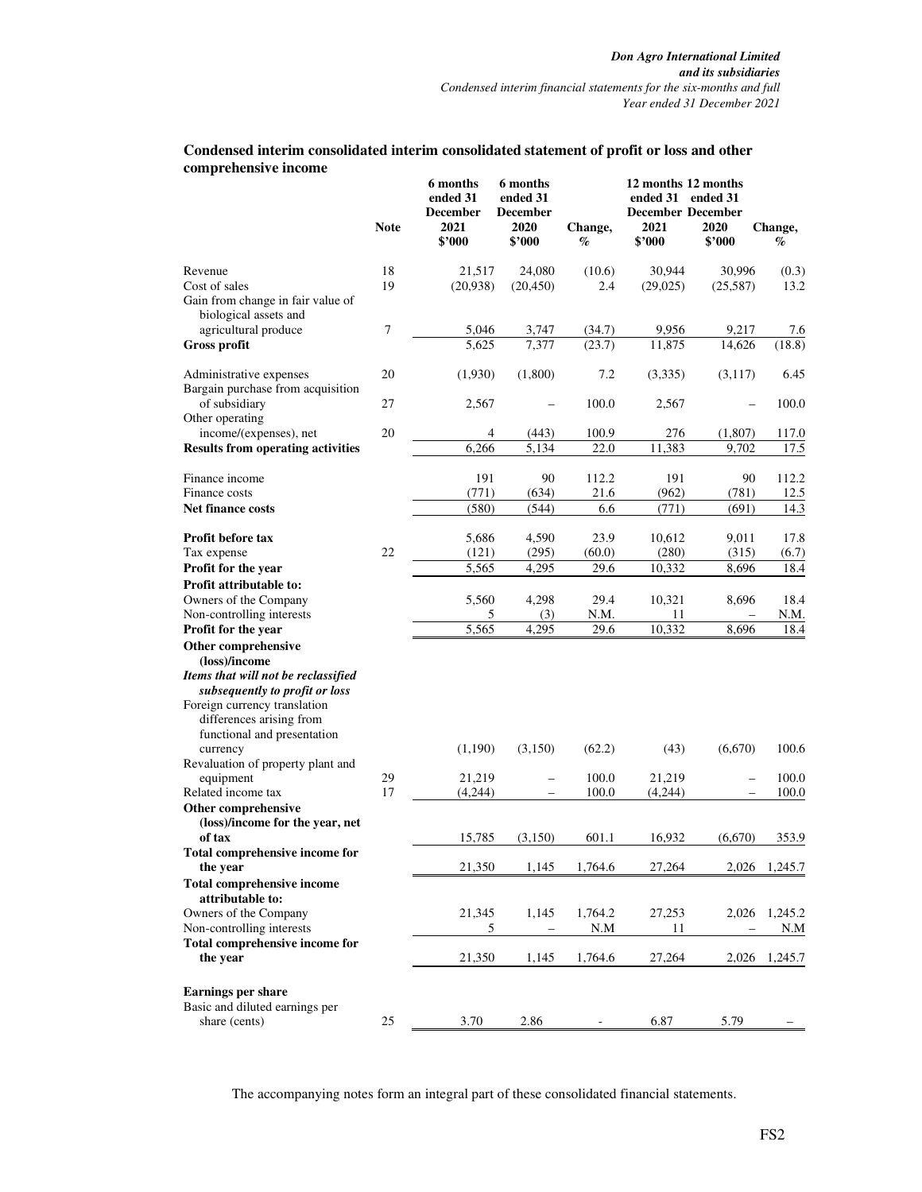## Condensed interim consolidated interim consolidated statement of profit or loss and other comprehensive income

| | Note | 6 months ended 31 December 2021 $'000 | 6 months ended 31 December 2020 $'000 | Change, % | 12 months ended 31 December 2021 $'000 | 12 months ended 31 December 2020 $'000 | Change, % |
|---|---|---|---|---|---|---|---|
| Revenue | 18 | 21,517 | 24,080 | (10.6) | 30,944 | 30,996 | (0.3) |
| Cost of sales | 19 | (20,938) | (20,450) | 2.4 | (29,025) | (25,587) | 13.2 |
| Gain from change in fair value of biological assets and agricultural produce | 7 | 5,046 | 3,747 | (34.7) | 9,956 | 9,217 | 7.6 |
| **Gross profit** | | 5,625 | 7,377 | (23.7) | 11,875 | 14,626 | (18.8) |
| Administrative expenses | 20 | (1,930) | (1,800) | 7.2 | (3,335) | (3,117) | 6.45 |
| Bargain purchase from acquisition of subsidiary | 27 | 2,567 | – | 100.0 | 2,567 | – | 100.0 |
| Other operating income/(expenses), net | 20 | 4 | (443) | 100.9 | 276 | (1,807) | 117.0 |
| **Results from operating activities** | | 6,266 | 5,134 | 22.0 | 11,383 | 9,702 | 17.5 |
| Finance income | | 191 | 90 | 112.2 | 191 | 90 | 112.2 |
| Finance costs | | (771) | (634) | 21.6 | (962) | (781) | 12.5 |
| **Net finance costs** | | (580) | (544) | 6.6 | (771) | (691) | 14.3 |
| **Profit before tax** | | 5,686 | 4,590 | 23.9 | 10,612 | 9,011 | 17.8 |
| Tax expense | 22 | (121) | (295) | (60.0) | (280) | (315) | (6.7) |
| **Profit for the year** | | 5,565 | 4,295 | 29.6 | 10,332 | 8,696 | 18.4 |
| **Profit attributable to:** | | | | | | | |
| Owners of the Company | | 5,560 | 4,298 | 29.4 | 10,321 | 8,696 | 18.4 |
| Non-controlling interests | | 5 | (3) | N.M. | 11 | – | N.M. |
| **Profit for the year** | | 5,565 | 4,295 | 29.6 | 10,332 | 8,696 | 18.4 |
| **Other comprehensive (loss)/income** | | | | | | | |
| ***Items that will not be reclassified subsequently to profit or loss*** | | | | | | | |
| Foreign currency translation differences arising from functional and presentation currency | | (1,190) | (3,150) | (62.2) | (43) | (6,670) | 100.6 |
| Revaluation of property plant and equipment | 29 | 21,219 | – | 100.0 | 21,219 | – | 100.0 |
| Related income tax | 17 | (4,244) | – | 100.0 | (4,244) | – | 100.0 |
| **Other comprehensive (loss)/income for the year, net of tax** | | 15,785 | (3,150) | 601.1 | 16,932 | (6,670) | 353.9 |
| **Total comprehensive income for the year** | | 21,350 | 1,145 | 1,764.6 | 27,264 | 2,026 | 1,245.7 |
| **Total comprehensive income attributable to:** | | | | | | | |
| Owners of the Company | | 21,345 | 1,145 | 1,764.2 | 27,253 | 2,026 | 1,245.2 |
| Non-controlling interests | | 5 | – | N.M | 11 | – | N.M |
| **Total comprehensive income for the year** | | 21,350 | 1,145 | 1,764.6 | 27,264 | 2,026 | 1,245.7 |
| **Earnings per share** | | | | | | | |
| Basic and diluted earnings per share (cents) | 25 | 3.70 | 2.86 | - | 6.87 | 5.79 | – |

The accompanying notes form an integral part of these consolidated financial statements.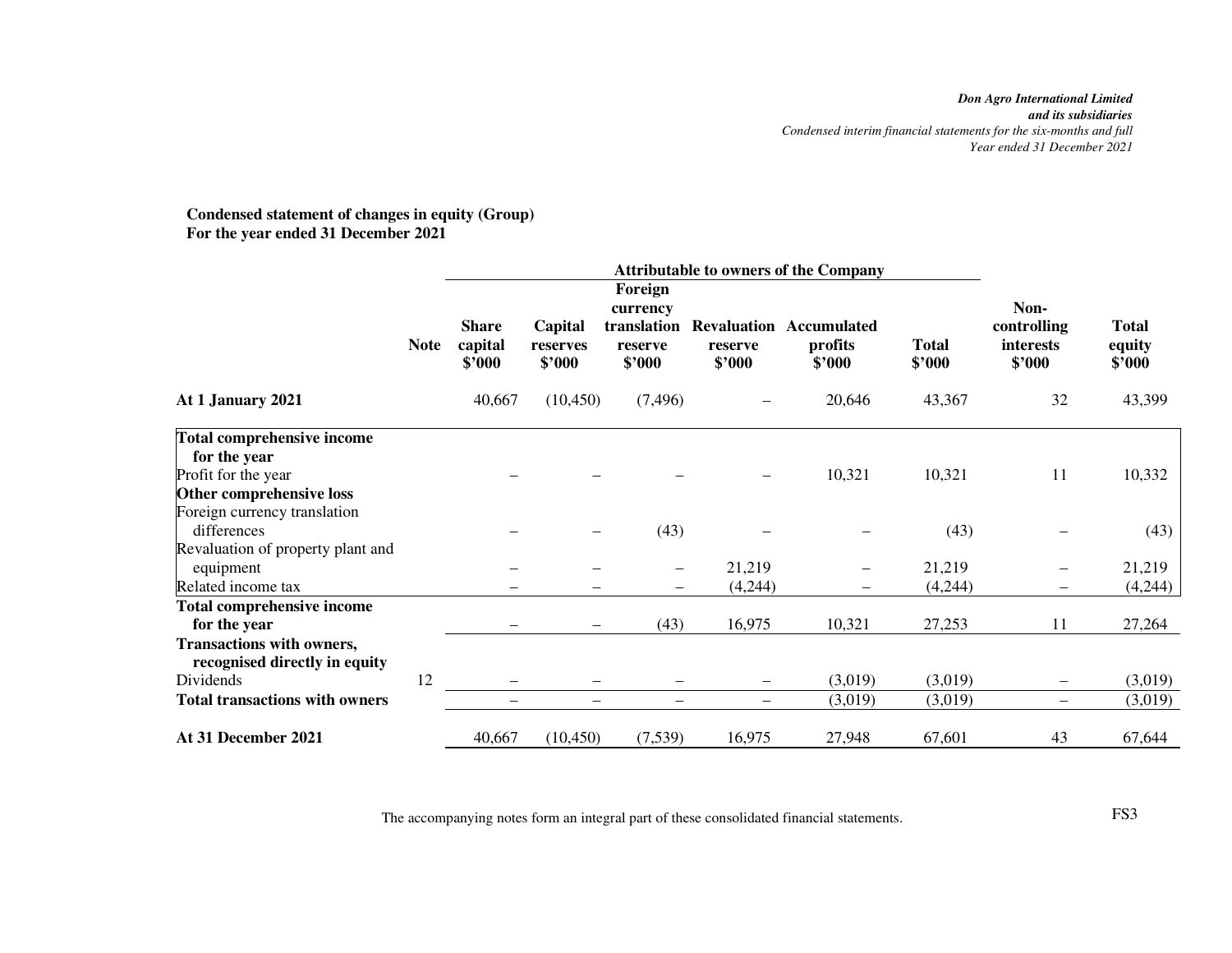**Condensed statement of changes in equity (Group)**
**For the year ended 31 December 2021**

| | Note | Attributable to owners of the Company | | | | | | Non-controlling interests $'000 | Total equity $'000 |
|---|---|---|---|---|---|---|---|---|---|
| | | Share capital $'000 | Capital reserves $'000 | Foreign currency translation reserve $'000 | Revaluation reserve $'000 | Accumulated profits $'000 | Total $'000 | | |
| **At 1 January 2021** | | 40,667 | (10,450) | (7,496) | – | 20,646 | 43,367 | 32 | 43,399 |
| **Total comprehensive income for the year** | | | | | | | | | |
| Profit for the year | | – | – | – | – | 10,321 | 10,321 | 11 | 10,332 |
| **Other comprehensive loss** | | | | | | | | | |
| Foreign currency translation differences | | – | – | (43) | – | – | (43) | – | (43) |
| Revaluation of property plant and equipment | | – | – | – | 21,219 | – | 21,219 | – | 21,219 |
| Related income tax | | – | – | – | (4,244) | – | (4,244) | – | (4,244) |
| **Total comprehensive income for the year** | | – | – | (43) | 16,975 | 10,321 | 27,253 | 11 | 27,264 |
| **Transactions with owners, recognised directly in equity** | | | | | | | | | |
| Dividends | 12 | – | – | – | – | (3,019) | (3,019) | – | (3,019) |
| **Total transactions with owners** | | – | – | – | – | (3,019) | (3,019) | – | (3,019) |
| **At 31 December 2021** | | 40,667 | (10,450) | (7,539) | 16,975 | 27,948 | 67,601 | 43 | 67,644 |

The accompanying notes form an integral part of these consolidated financial statements.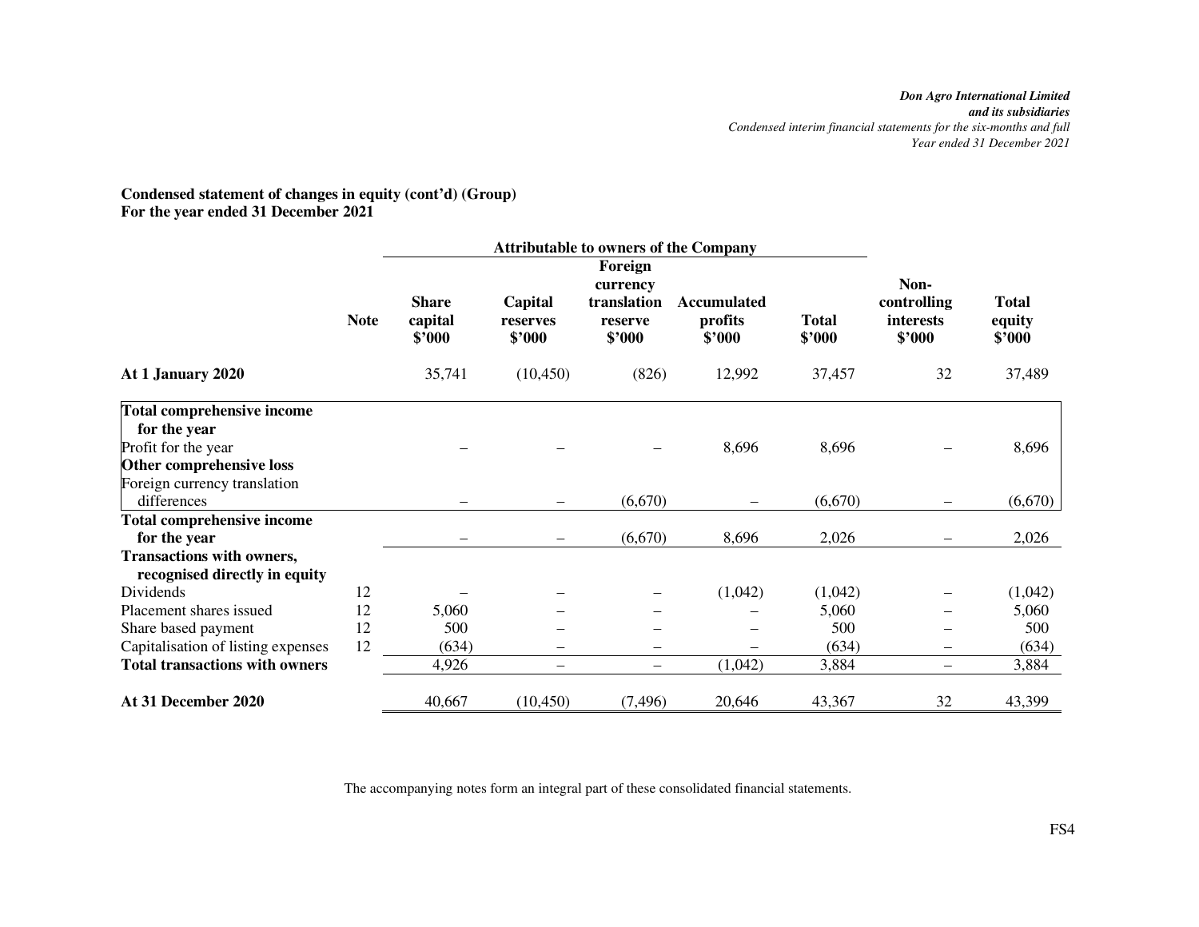**Condensed statement of changes in equity (cont'd) (Group)**
**For the year ended 31 December 2021**

| | | Attributable to owners of the Company | | | | | | |
|---|---|---|---|---|---|---|---|---|
| | **Note** | **Share capital $'000** | **Capital reserves $'000** | **Foreign currency translation reserve $'000** | **Accumulated profits $'000** | **Total $'000** | **Non-controlling interests $'000** | **Total equity $'000** |
| **At 1 January 2020** | | 35,741 | (10,450) | (826) | 12,992 | 37,457 | 32 | 37,489 |
| **Total comprehensive income for the year** | | | | | | | | |
| Profit for the year | | – | – | – | 8,696 | 8,696 | – | 8,696 |
| **Other comprehensive loss** | | | | | | | | |
| Foreign currency translation differences | | – | – | (6,670) | – | (6,670) | – | (6,670) |
| **Total comprehensive income for the year** | | – | – | (6,670) | 8,696 | 2,026 | – | 2,026 |
| **Transactions with owners, recognised directly in equity** | | | | | | | | |
| Dividends | 12 | – | – | – | (1,042) | (1,042) | – | (1,042) |
| Placement shares issued | 12 | 5,060 | – | – | – | 5,060 | – | 5,060 |
| Share based payment | 12 | 500 | – | – | – | 500 | – | 500 |
| Capitalisation of listing expenses | 12 | (634) | – | – | – | (634) | – | (634) |
| **Total transactions with owners** | | 4,926 | – | – | (1,042) | 3,884 | – | 3,884 |
| **At 31 December 2020** | | 40,667 | (10,450) | (7,496) | 20,646 | 43,367 | 32 | 43,399 |

The accompanying notes form an integral part of these consolidated financial statements.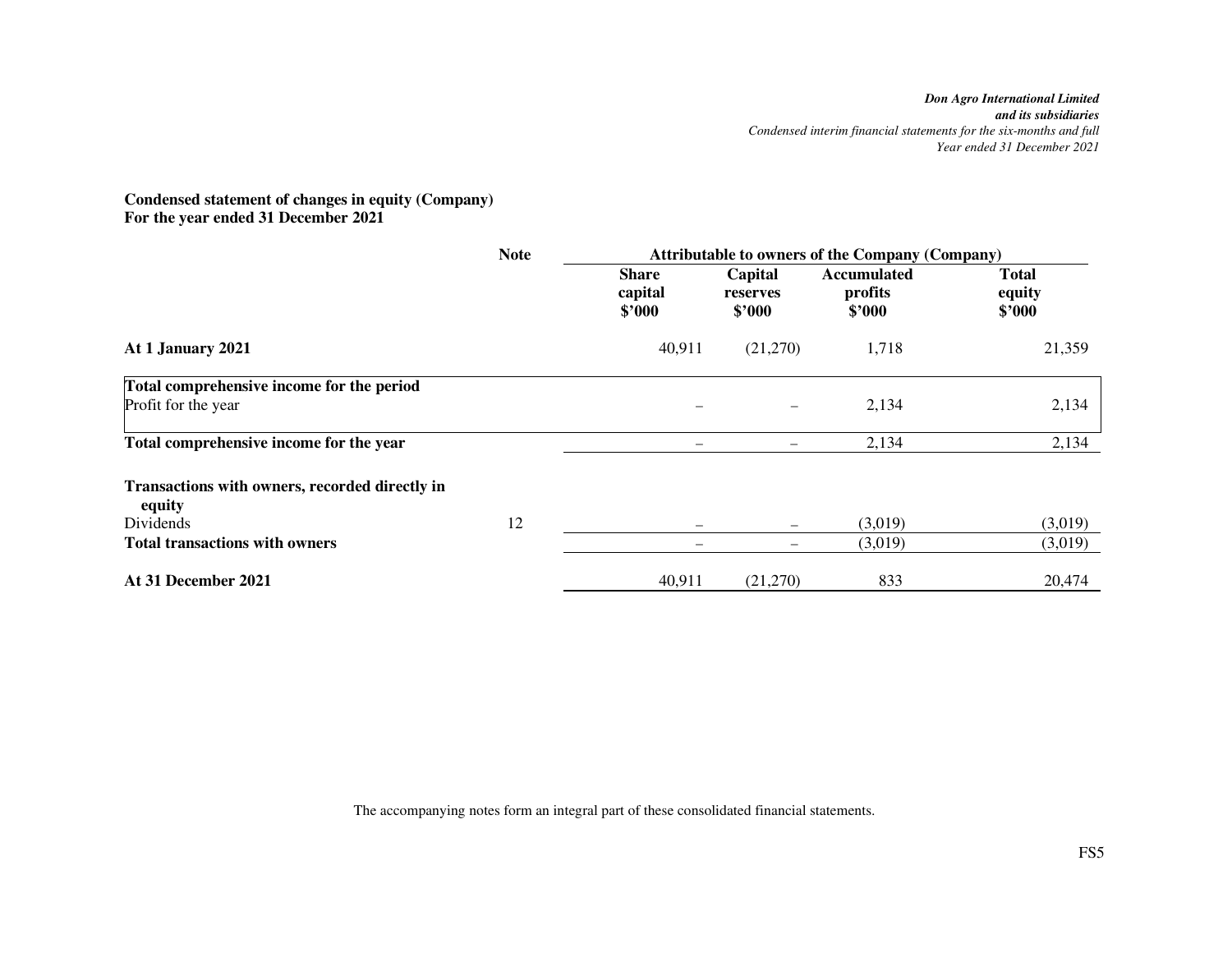**Condensed statement of changes in equity (Company)**
**For the year ended 31 December 2021**

| | Note | Attributable to owners of the Company (Company) | | | |
|---|---|---|---|---|---|
| | | **Share capital $'000** | **Capital reserves $'000** | **Accumulated profits $'000** | **Total equity $'000** |
| **At 1 January 2021** | | 40,911 | (21,270) | 1,718 | 21,359 |
| **Total comprehensive income for the period** | | | | | |
| Profit for the year | | – | – | 2,134 | 2,134 |
| **Total comprehensive income for the year** | | – | – | 2,134 | 2,134 |
| **Transactions with owners, recorded directly in equity** | | | | | |
| Dividends | 12 | – | – | (3,019) | (3,019) |
| **Total transactions with owners** | | – | – | (3,019) | (3,019) |
| **At 31 December 2021** | | 40,911 | (21,270) | 833 | 20,474 |

The accompanying notes form an integral part of these consolidated financial statements.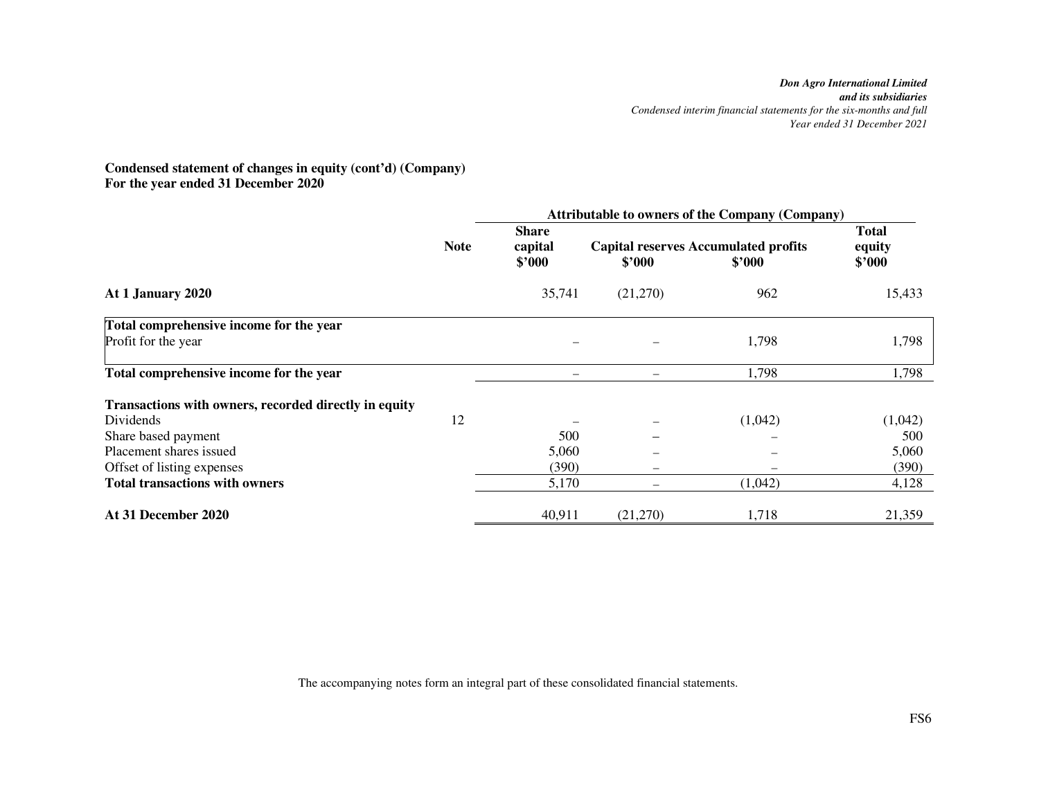**Condensed statement of changes in equity (cont'd) (Company)**
**For the year ended 31 December 2020**

| | Note | Attributable to owners of the Company (Company) | | | |
|---|---|---|---|---|---|
| | | Share capital $'000 | Capital reserves $'000 | Accumulated profits $'000 | Total equity $'000 |
| **At 1 January 2020** | | 35,741 | (21,270) | 962 | 15,433 |
| **Total comprehensive income for the year** | | | | | |
| Profit for the year | | – | – | 1,798 | 1,798 |
| **Total comprehensive income for the year** | | – | – | 1,798 | 1,798 |
| **Transactions with owners, recorded directly in equity** | | | | | |
| Dividends | 12 | – | – | (1,042) | (1,042) |
| Share based payment | | 500 | – | – | 500 |
| Placement shares issued | | 5,060 | – | – | 5,060 |
| Offset of listing expenses | | (390) | – | – | (390) |
| **Total transactions with owners** | | 5,170 | – | (1,042) | 4,128 |
| **At 31 December 2020** | | 40,911 | (21,270) | 1,718 | 21,359 |

The accompanying notes form an integral part of these consolidated financial statements.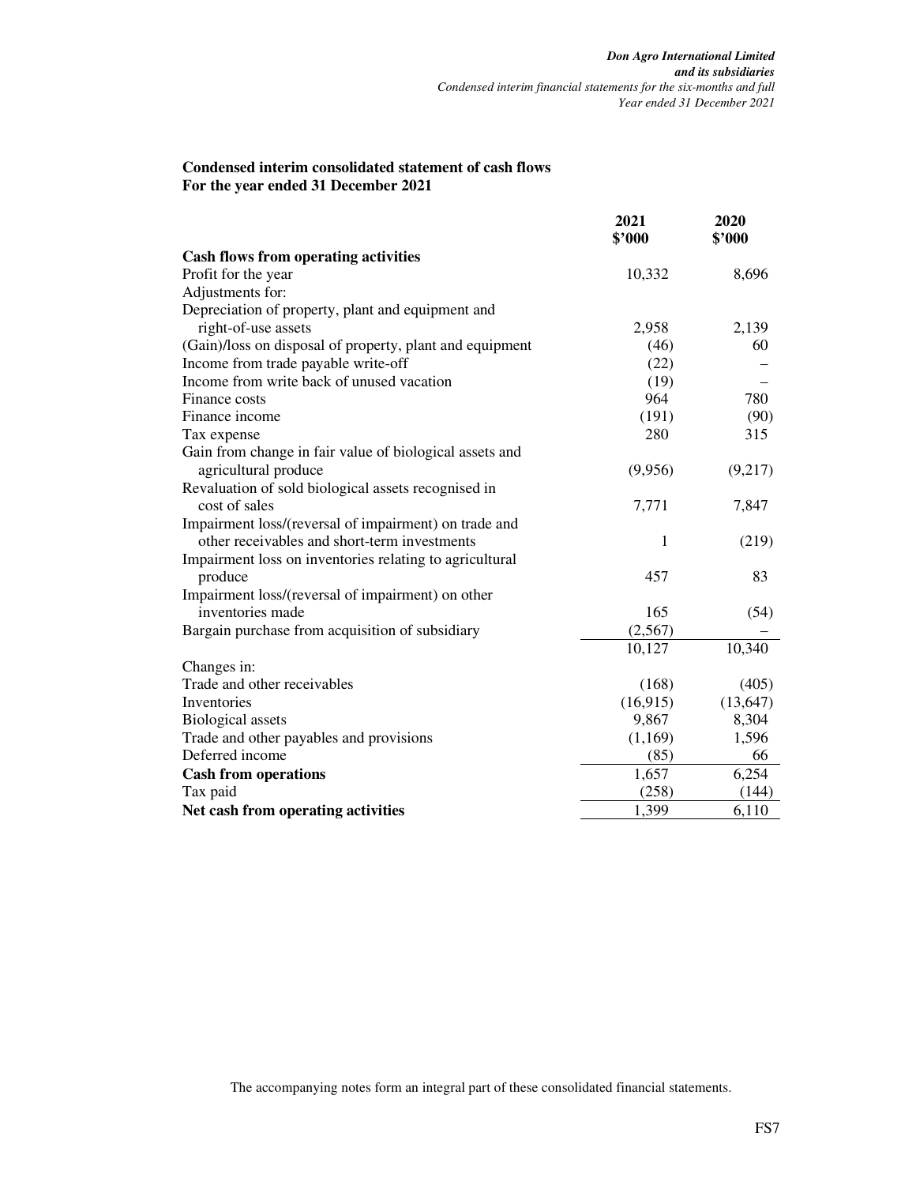## Condensed interim consolidated statement of cash flows
## For the year ended 31 December 2021

| | 2021<br>$'000 | 2020<br>$'000 |
|---|---|---|
| **Cash flows from operating activities** | | |
| Profit for the year | 10,332 | 8,696 |
| Adjustments for: | | |
| Depreciation of property, plant and equipment and right-of-use assets | 2,958 | 2,139 |
| (Gain)/loss on disposal of property, plant and equipment | (46) | 60 |
| Income from trade payable write-off | (22) | – |
| Income from write back of unused vacation | (19) | – |
| Finance costs | 964 | 780 |
| Finance income | (191) | (90) |
| Tax expense | 280 | 315 |
| Gain from change in fair value of biological assets and agricultural produce | (9,956) | (9,217) |
| Revaluation of sold biological assets recognised in cost of sales | 7,771 | 7,847 |
| Impairment loss/(reversal of impairment) on trade and other receivables and short-term investments | 1 | (219) |
| Impairment loss on inventories relating to agricultural produce | 457 | 83 |
| Impairment loss/(reversal of impairment) on other inventories made | 165 | (54) |
| Bargain purchase from acquisition of subsidiary | (2,567) | – |
| | 10,127 | 10,340 |
| Changes in: | | |
| Trade and other receivables | (168) | (405) |
| Inventories | (16,915) | (13,647) |
| Biological assets | 9,867 | 8,304 |
| Trade and other payables and provisions | (1,169) | 1,596 |
| Deferred income | (85) | 66 |
| **Cash from operations** | 1,657 | 6,254 |
| Tax paid | (258) | (144) |
| **Net cash from operating activities** | 1,399 | 6,110 |

The accompanying notes form an integral part of these consolidated financial statements.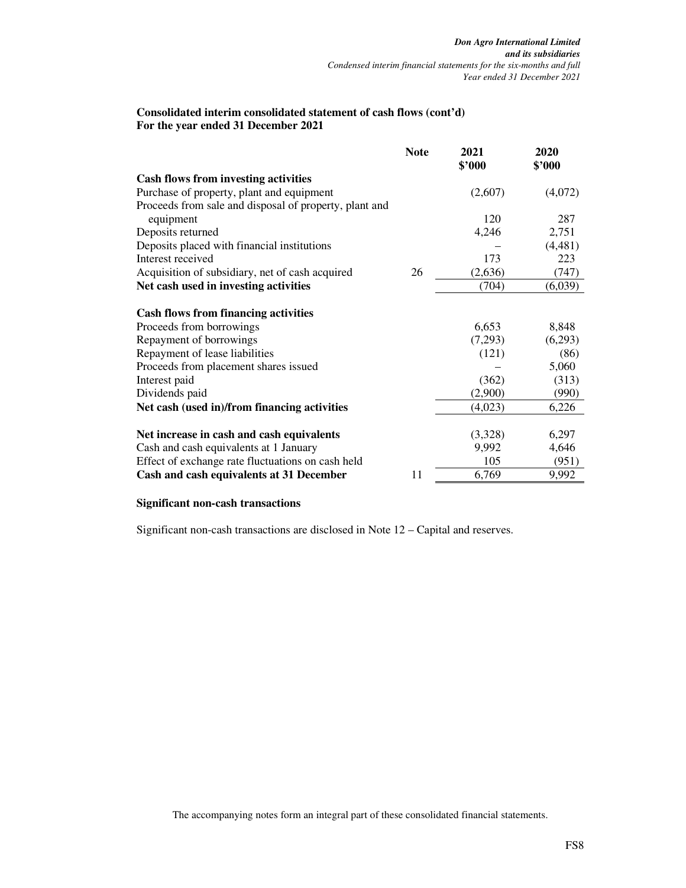## Consolidated interim consolidated statement of cash flows (cont'd)
## For the year ended 31 December 2021

| | Note | 2021 $'000 | 2020 $'000 |
|---|---|---|---|
| **Cash flows from investing activities** | | | |
| Purchase of property, plant and equipment | | (2,607) | (4,072) |
| Proceeds from sale and disposal of property, plant and equipment | | 120 | 287 |
| Deposits returned | | 4,246 | 2,751 |
| Deposits placed with financial institutions | | – | (4,481) |
| Interest received | | 173 | 223 |
| Acquisition of subsidiary, net of cash acquired | 26 | (2,636) | (747) |
| **Net cash used in investing activities** | | (704) | (6,039) |
| | | | |
| **Cash flows from financing activities** | | | |
| Proceeds from borrowings | | 6,653 | 8,848 |
| Repayment of borrowings | | (7,293) | (6,293) |
| Repayment of lease liabilities | | (121) | (86) |
| Proceeds from placement shares issued | | – | 5,060 |
| Interest paid | | (362) | (313) |
| Dividends paid | | (2,900) | (990) |
| **Net cash (used in)/from financing activities** | | (4,023) | 6,226 |
| | | | |
| **Net increase in cash and cash equivalents** | | (3,328) | 6,297 |
| Cash and cash equivalents at 1 January | | 9,992 | 4,646 |
| Effect of exchange rate fluctuations on cash held | | 105 | (951) |
| **Cash and cash equivalents at 31 December** | 11 | 6,769 | 9,992 |

**Significant non-cash transactions**

Significant non-cash transactions are disclosed in Note 12 – Capital and reserves.

The accompanying notes form an integral part of these consolidated financial statements.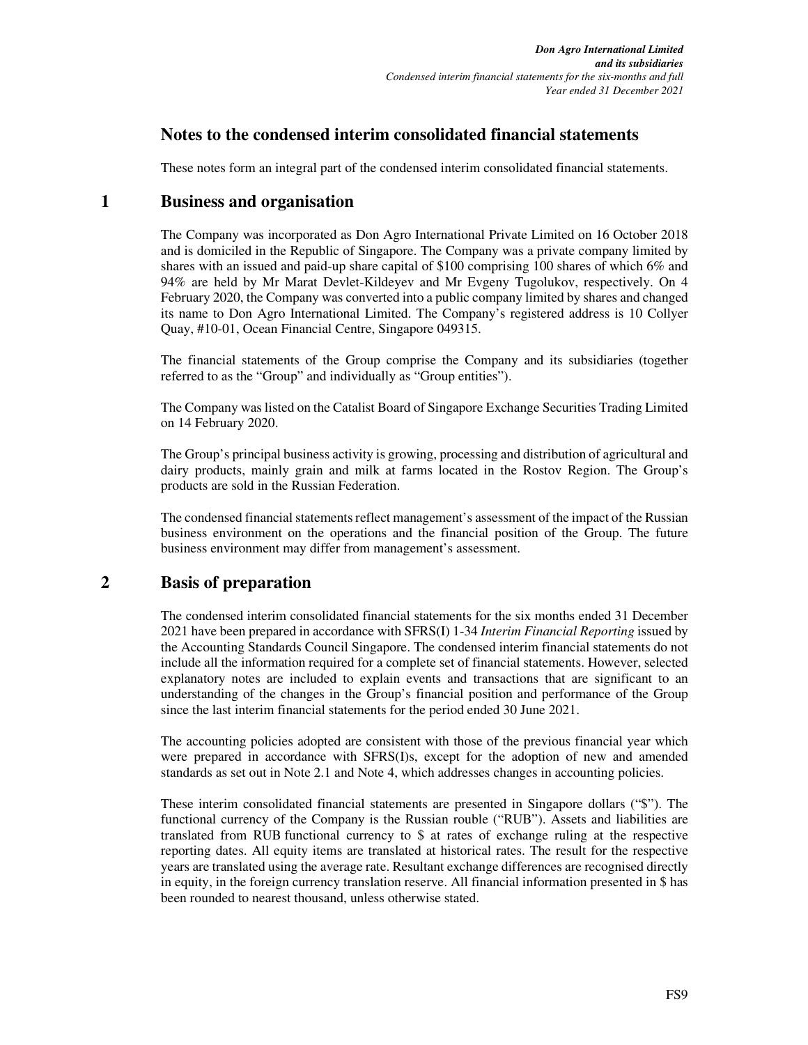# Notes to the condensed interim consolidated financial statements

These notes form an integral part of the condensed interim consolidated financial statements.

## 1 Business and organisation

The Company was incorporated as Don Agro International Private Limited on 16 October 2018 and is domiciled in the Republic of Singapore. The Company was a private company limited by shares with an issued and paid-up share capital of $100 comprising 100 shares of which 6% and 94% are held by Mr Marat Devlet-Kildeyev and Mr Evgeny Tugolukov, respectively. On 4 February 2020, the Company was converted into a public company limited by shares and changed its name to Don Agro International Limited. The Company's registered address is 10 Collyer Quay, #10-01, Ocean Financial Centre, Singapore 049315.

The financial statements of the Group comprise the Company and its subsidiaries (together referred to as the "Group" and individually as "Group entities").

The Company was listed on the Catalist Board of Singapore Exchange Securities Trading Limited on 14 February 2020.

The Group's principal business activity is growing, processing and distribution of agricultural and dairy products, mainly grain and milk at farms located in the Rostov Region. The Group's products are sold in the Russian Federation.

The condensed financial statements reflect management's assessment of the impact of the Russian business environment on the operations and the financial position of the Group. The future business environment may differ from management's assessment.

## 2 Basis of preparation

The condensed interim consolidated financial statements for the six months ended 31 December 2021 have been prepared in accordance with SFRS(I) 1-34 *Interim Financial Reporting* issued by the Accounting Standards Council Singapore. The condensed interim financial statements do not include all the information required for a complete set of financial statements. However, selected explanatory notes are included to explain events and transactions that are significant to an understanding of the changes in the Group's financial position and performance of the Group since the last interim financial statements for the period ended 30 June 2021.

The accounting policies adopted are consistent with those of the previous financial year which were prepared in accordance with SFRS(I)s, except for the adoption of new and amended standards as set out in Note 2.1 and Note 4, which addresses changes in accounting policies.

These interim consolidated financial statements are presented in Singapore dollars ("$"). The functional currency of the Company is the Russian rouble ("RUB"). Assets and liabilities are translated from RUB functional currency to $ at rates of exchange ruling at the respective reporting dates. All equity items are translated at historical rates. The result for the respective years are translated using the average rate. Resultant exchange differences are recognised directly in equity, in the foreign currency translation reserve. All financial information presented in $ has been rounded to nearest thousand, unless otherwise stated.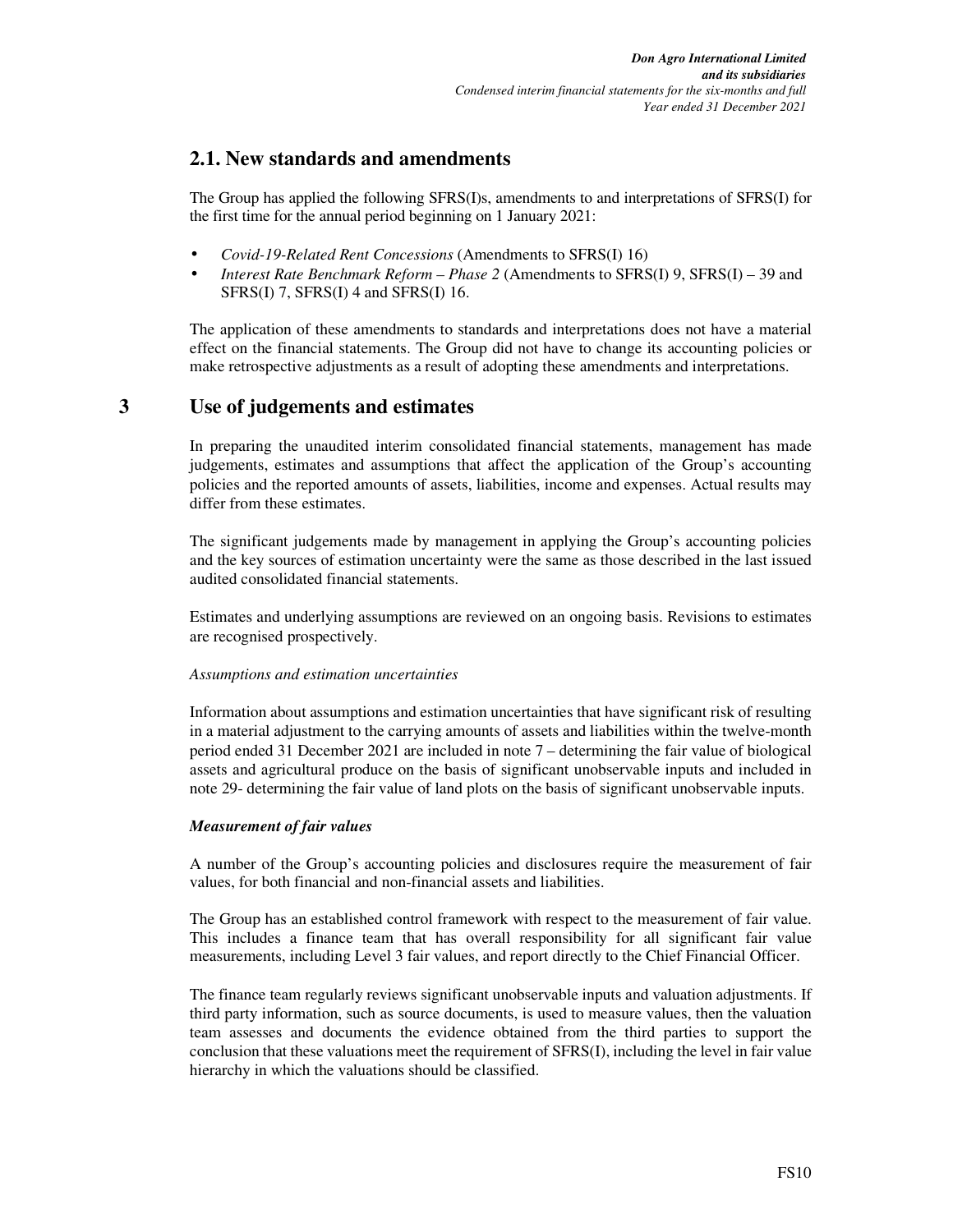## 2.1. New standards and amendments

The Group has applied the following SFRS(I)s, amendments to and interpretations of SFRS(I) for the first time for the annual period beginning on 1 January 2021:

- *Covid-19-Related Rent Concessions* (Amendments to SFRS(I) 16)
- *Interest Rate Benchmark Reform – Phase 2* (Amendments to SFRS(I) 9, SFRS(I) – 39 and SFRS(I) 7, SFRS(I) 4 and SFRS(I) 16.

The application of these amendments to standards and interpretations does not have a material effect on the financial statements. The Group did not have to change its accounting policies or make retrospective adjustments as a result of adopting these amendments and interpretations.

## 3 Use of judgements and estimates

In preparing the unaudited interim consolidated financial statements, management has made judgements, estimates and assumptions that affect the application of the Group's accounting policies and the reported amounts of assets, liabilities, income and expenses. Actual results may differ from these estimates.

The significant judgements made by management in applying the Group's accounting policies and the key sources of estimation uncertainty were the same as those described in the last issued audited consolidated financial statements.

Estimates and underlying assumptions are reviewed on an ongoing basis. Revisions to estimates are recognised prospectively.

*Assumptions and estimation uncertainties*

Information about assumptions and estimation uncertainties that have significant risk of resulting in a material adjustment to the carrying amounts of assets and liabilities within the twelve-month period ended 31 December 2021 are included in note 7 – determining the fair value of biological assets and agricultural produce on the basis of significant unobservable inputs and included in note 29- determining the fair value of land plots on the basis of significant unobservable inputs.

***Measurement of fair values***

A number of the Group's accounting policies and disclosures require the measurement of fair values, for both financial and non-financial assets and liabilities.

The Group has an established control framework with respect to the measurement of fair value. This includes a finance team that has overall responsibility for all significant fair value measurements, including Level 3 fair values, and report directly to the Chief Financial Officer.

The finance team regularly reviews significant unobservable inputs and valuation adjustments. If third party information, such as source documents, is used to measure values, then the valuation team assesses and documents the evidence obtained from the third parties to support the conclusion that these valuations meet the requirement of SFRS(I), including the level in fair value hierarchy in which the valuations should be classified.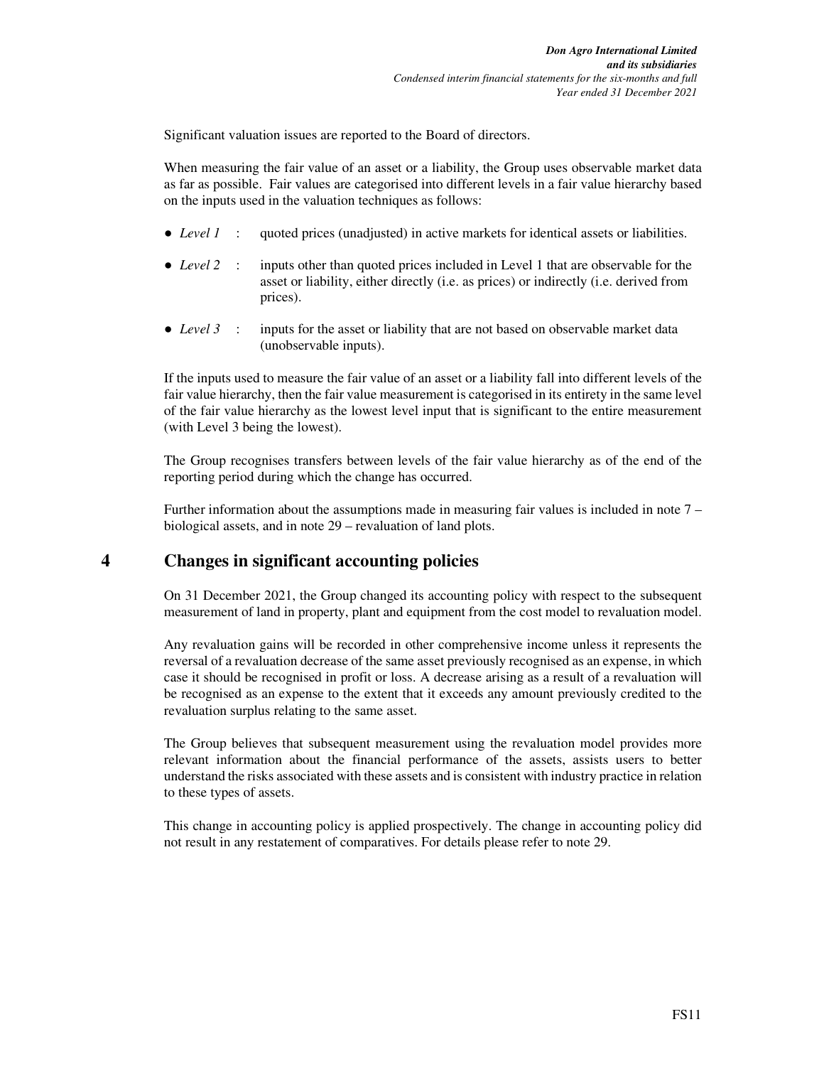Significant valuation issues are reported to the Board of directors.

When measuring the fair value of an asset or a liability, the Group uses observable market data as far as possible. Fair values are categorised into different levels in a fair value hierarchy based on the inputs used in the valuation techniques as follows:

- *Level 1* : quoted prices (unadjusted) in active markets for identical assets or liabilities.
- *Level 2* : inputs other than quoted prices included in Level 1 that are observable for the asset or liability, either directly (i.e. as prices) or indirectly (i.e. derived from prices).
- *Level 3* : inputs for the asset or liability that are not based on observable market data (unobservable inputs).

If the inputs used to measure the fair value of an asset or a liability fall into different levels of the fair value hierarchy, then the fair value measurement is categorised in its entirety in the same level of the fair value hierarchy as the lowest level input that is significant to the entire measurement (with Level 3 being the lowest).

The Group recognises transfers between levels of the fair value hierarchy as of the end of the reporting period during which the change has occurred.

Further information about the assumptions made in measuring fair values is included in note 7 – biological assets, and in note 29 – revaluation of land plots.

## 4 Changes in significant accounting policies

On 31 December 2021, the Group changed its accounting policy with respect to the subsequent measurement of land in property, plant and equipment from the cost model to revaluation model.

Any revaluation gains will be recorded in other comprehensive income unless it represents the reversal of a revaluation decrease of the same asset previously recognised as an expense, in which case it should be recognised in profit or loss. A decrease arising as a result of a revaluation will be recognised as an expense to the extent that it exceeds any amount previously credited to the revaluation surplus relating to the same asset.

The Group believes that subsequent measurement using the revaluation model provides more relevant information about the financial performance of the assets, assists users to better understand the risks associated with these assets and is consistent with industry practice in relation to these types of assets.

This change in accounting policy is applied prospectively. The change in accounting policy did not result in any restatement of comparatives. For details please refer to note 29.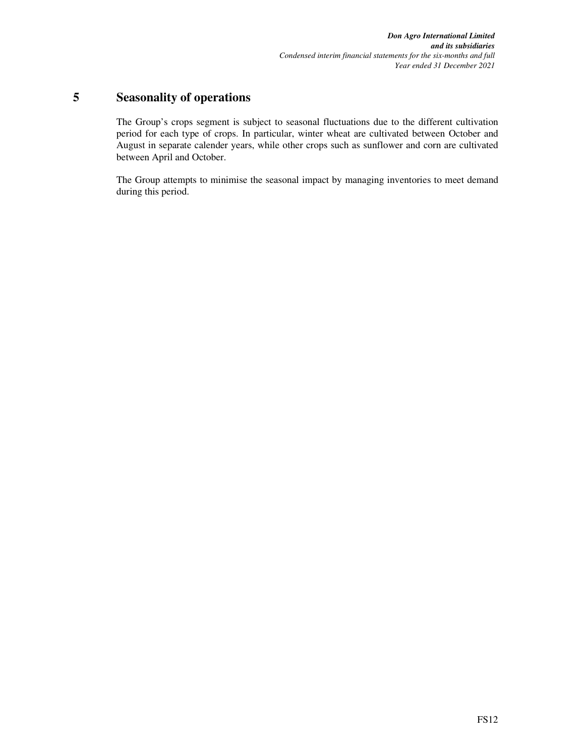## 5 Seasonality of operations

The Group's crops segment is subject to seasonal fluctuations due to the different cultivation period for each type of crops. In particular, winter wheat are cultivated between October and August in separate calender years, while other crops such as sunflower and corn are cultivated between April and October.

The Group attempts to minimise the seasonal impact by managing inventories to meet demand during this period.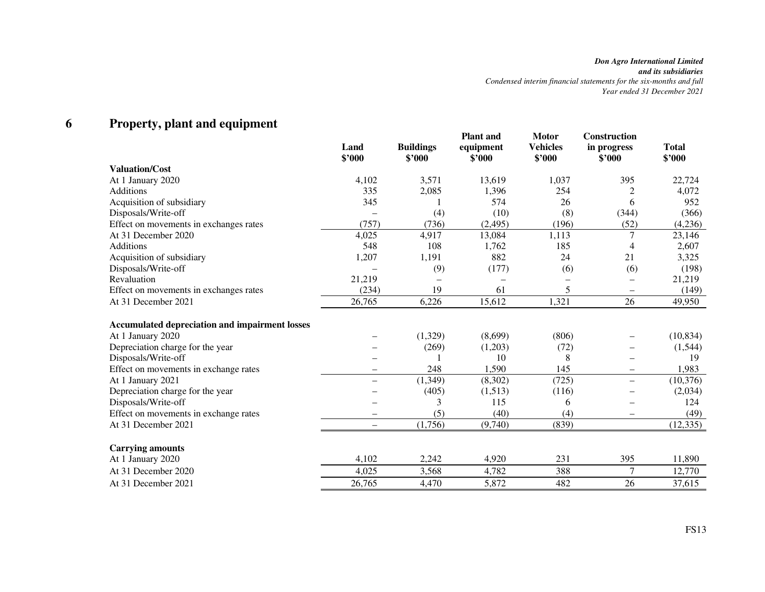## 6 Property, plant and equipment

| | Land $'000 | Buildings $'000 | Plant and equipment $'000 | Motor Vehicles $'000 | Construction in progress $'000 | Total $'000 |
|---|---|---|---|---|---|---|
| **Valuation/Cost** | | | | | | |
| At 1 January 2020 | 4,102 | 3,571 | 13,619 | 1,037 | 395 | 22,724 |
| Additions | 335 | 2,085 | 1,396 | 254 | 2 | 4,072 |
| Acquisition of subsidiary | 345 | 1 | 574 | 26 | 6 | 952 |
| Disposals/Write-off | – | (4) | (10) | (8) | (344) | (366) |
| Effect on movements in exchanges rates | (757) | (736) | (2,495) | (196) | (52) | (4,236) |
| At 31 December 2020 | 4,025 | 4,917 | 13,084 | 1,113 | 7 | 23,146 |
| Additions | 548 | 108 | 1,762 | 185 | 4 | 2,607 |
| Acquisition of subsidiary | 1,207 | 1,191 | 882 | 24 | 21 | 3,325 |
| Disposals/Write-off | – | (9) | (177) | (6) | (6) | (198) |
| Revaluation | 21,219 | – | – | – | – | 21,219 |
| Effect on movements in exchanges rates | (234) | 19 | 61 | 5 | – | (149) |
| At 31 December 2021 | 26,765 | 6,226 | 15,612 | 1,321 | 26 | 49,950 |
| | | | | | | |
| **Accumulated depreciation and impairment losses** | | | | | | |
| At 1 January 2020 | – | (1,329) | (8,699) | (806) | – | (10,834) |
| Depreciation charge for the year | – | (269) | (1,203) | (72) | – | (1,544) |
| Disposals/Write-off | – | 1 | 10 | 8 | – | 19 |
| Effect on movements in exchange rates | – | 248 | 1,590 | 145 | – | 1,983 |
| At 1 January 2021 | – | (1,349) | (8,302) | (725) | – | (10,376) |
| Depreciation charge for the year | – | (405) | (1,513) | (116) | – | (2,034) |
| Disposals/Write-off | – | 3 | 115 | 6 | – | 124 |
| Effect on movements in exchange rates | – | (5) | (40) | (4) | – | (49) |
| At 31 December 2021 | – | (1,756) | (9,740) | (839) | | (12,335) |
| | | | | | | |
| **Carrying amounts** | | | | | | |
| At 1 January 2020 | 4,102 | 2,242 | 4,920 | 231 | 395 | 11,890 |
| At 31 December 2020 | 4,025 | 3,568 | 4,782 | 388 | 7 | 12,770 |
| At 31 December 2021 | 26,765 | 4,470 | 5,872 | 482 | 26 | 37,615 |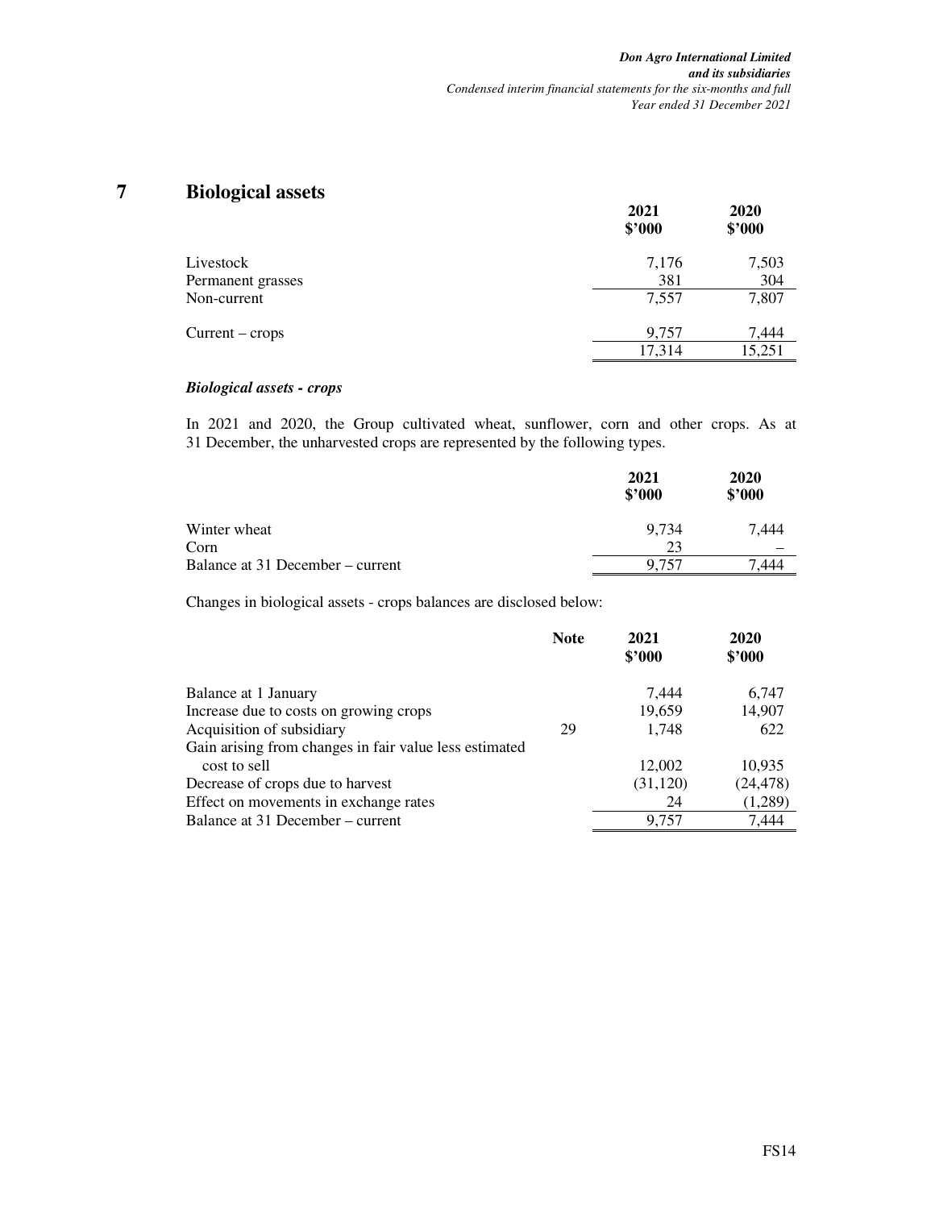# 7 Biological assets

| | 2021<br>$'000 | 2020<br>$'000 |
|---|---|---|
| Livestock | 7,176 | 7,503 |
| Permanent grasses | 381 | 304 |
| Non-current | 7,557 | 7,807 |
| | | |
| Current – crops | 9,757 | 7,444 |
| | 17,314 | 15,251 |

***Biological assets - crops***

In 2021 and 2020, the Group cultivated wheat, sunflower, corn and other crops. As at 31 December, the unharvested crops are represented by the following types.

| | 2021<br>$'000 | 2020<br>$'000 |
|---|---|---|
| Winter wheat | 9,734 | 7,444 |
| Corn | 23 | – |
| Balance at 31 December – current | 9,757 | 7,444 |

Changes in biological assets - crops balances are disclosed below:

| | Note | 2021<br>$'000 | 2020<br>$'000 |
|---|---|---|---|
| Balance at 1 January | | 7,444 | 6,747 |
| Increase due to costs on growing crops | | 19,659 | 14,907 |
| Acquisition of subsidiary | 29 | 1,748 | 622 |
| Gain arising from changes in fair value less estimated cost to sell | | 12,002 | 10,935 |
| Decrease of crops due to harvest | | (31,120) | (24,478) |
| Effect on movements in exchange rates | | 24 | (1,289) |
| Balance at 31 December – current | | 9,757 | 7,444 |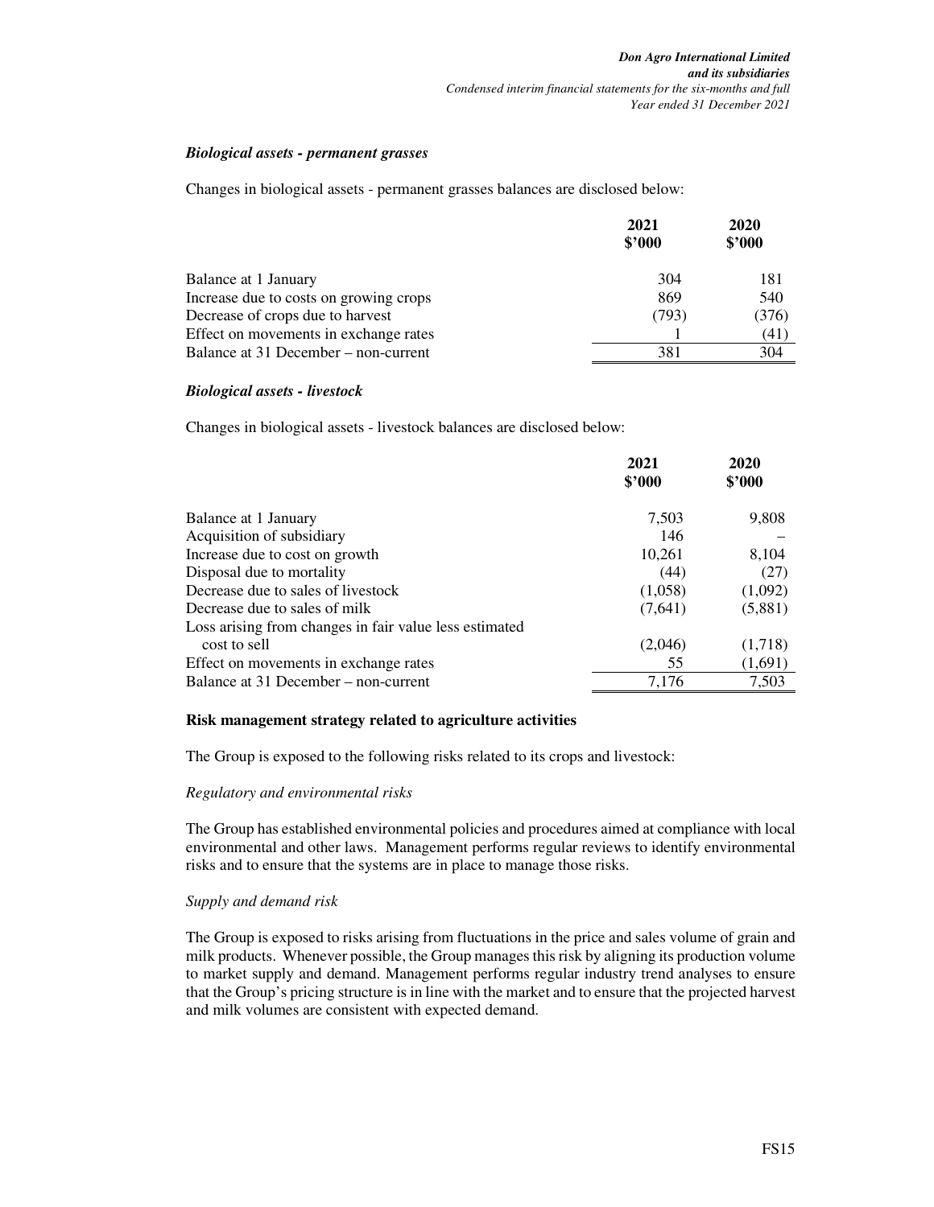*Biological assets - permanent grasses*

Changes in biological assets - permanent grasses balances are disclosed below:

| | 2021<br>$'000 | 2020<br>$'000 |
|---|---|---|
| Balance at 1 January | 304 | 181 |
| Increase due to costs on growing crops | 869 | 540 |
| Decrease of crops due to harvest | (793) | (376) |
| Effect on movements in exchange rates | 1 | (41) |
| Balance at 31 December – non-current | 381 | 304 |

*Biological assets - livestock*

Changes in biological assets - livestock balances are disclosed below:

| | 2021<br>$'000 | 2020<br>$'000 |
|---|---|---|
| Balance at 1 January | 7,503 | 9,808 |
| Acquisition of subsidiary | 146 | – |
| Increase due to cost on growth | 10,261 | 8,104 |
| Disposal due to mortality | (44) | (27) |
| Decrease due to sales of livestock | (1,058) | (1,092) |
| Decrease due to sales of milk | (7,641) | (5,881) |
| Loss arising from changes in fair value less estimated cost to sell | (2,046) | (1,718) |
| Effect on movements in exchange rates | 55 | (1,691) |
| Balance at 31 December – non-current | 7,176 | 7,503 |

**Risk management strategy related to agriculture activities**

The Group is exposed to the following risks related to its crops and livestock:

*Regulatory and environmental risks*

The Group has established environmental policies and procedures aimed at compliance with local environmental and other laws. Management performs regular reviews to identify environmental risks and to ensure that the systems are in place to manage those risks.

*Supply and demand risk*

The Group is exposed to risks arising from fluctuations in the price and sales volume of grain and milk products. Whenever possible, the Group manages this risk by aligning its production volume to market supply and demand. Management performs regular industry trend analyses to ensure that the Group's pricing structure is in line with the market and to ensure that the projected harvest and milk volumes are consistent with expected demand.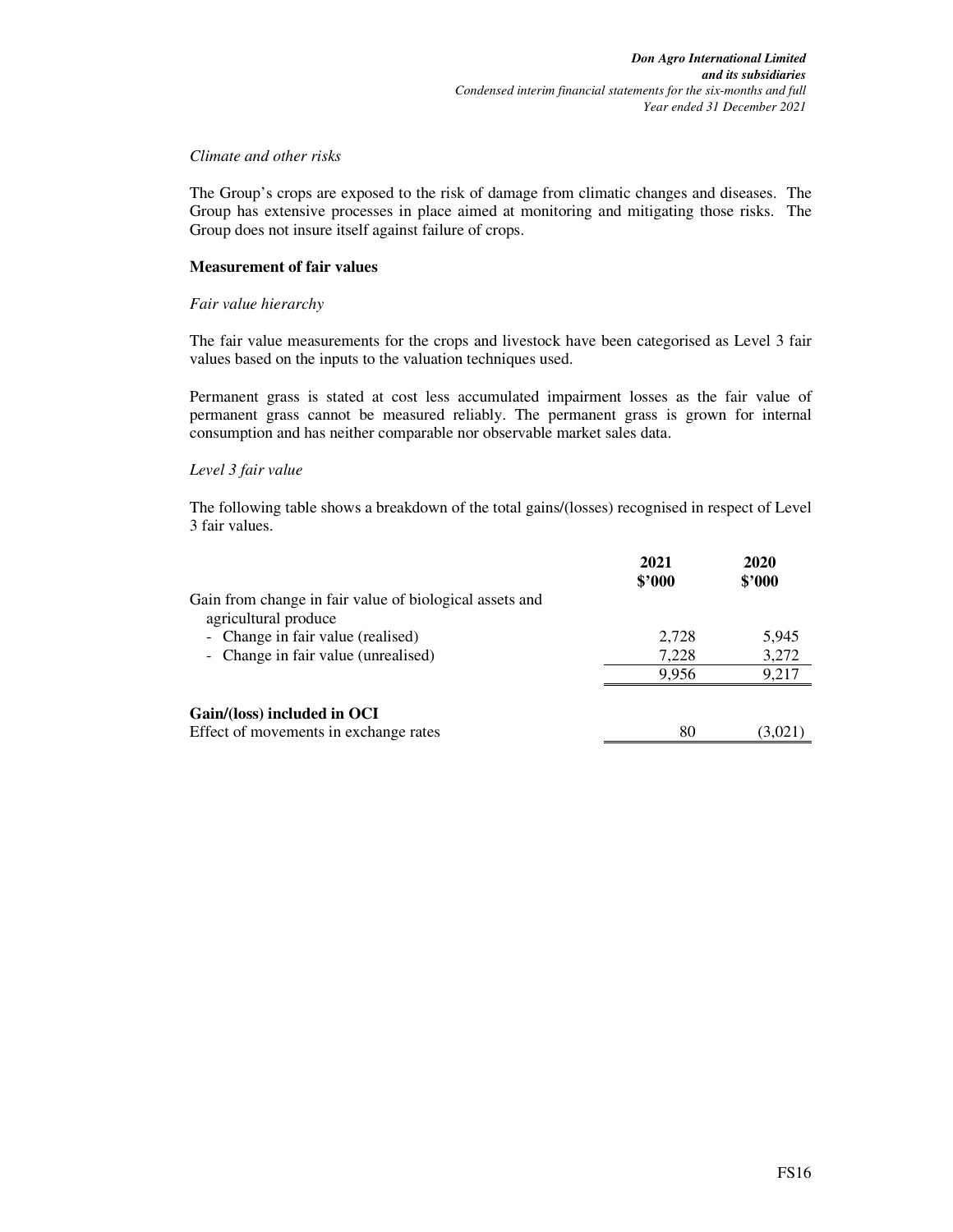*Climate and other risks*

The Group's crops are exposed to the risk of damage from climatic changes and diseases. The Group has extensive processes in place aimed at monitoring and mitigating those risks. The Group does not insure itself against failure of crops.

**Measurement of fair values**

*Fair value hierarchy*

The fair value measurements for the crops and livestock have been categorised as Level 3 fair values based on the inputs to the valuation techniques used.

Permanent grass is stated at cost less accumulated impairment losses as the fair value of permanent grass cannot be measured reliably. The permanent grass is grown for internal consumption and has neither comparable nor observable market sales data.

*Level 3 fair value*

The following table shows a breakdown of the total gains/(losses) recognised in respect of Level 3 fair values.

| | 2021<br>$'000 | 2020<br>$'000 |
|---|---|---|
| Gain from change in fair value of biological assets and agricultural produce | | |
| - Change in fair value (realised) | 2,728 | 5,945 |
| - Change in fair value (unrealised) | 7,228 | 3,272 |
| | 9,956 | 9,217 |
| | | |
| **Gain/(loss) included in OCI** | | |
| Effect of movements in exchange rates | 80 | (3,021) |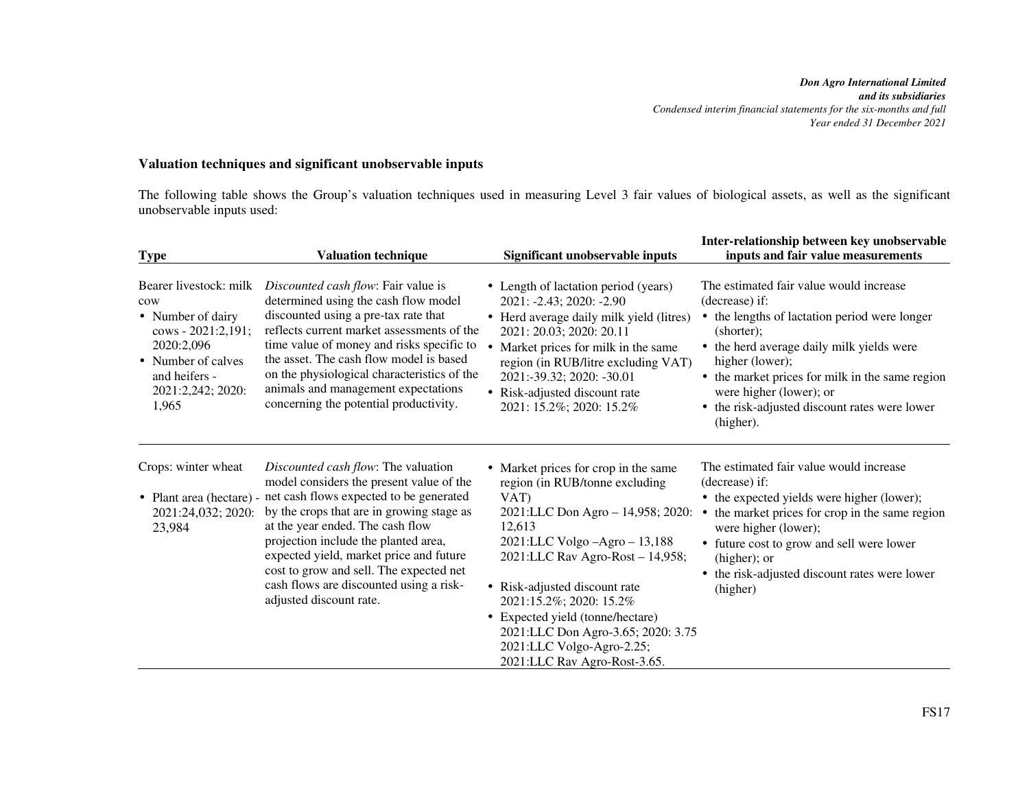### Valuation techniques and significant unobservable inputs

The following table shows the Group's valuation techniques used in measuring Level 3 fair values of biological assets, as well as the significant unobservable inputs used:

| Type | Valuation technique | Significant unobservable inputs | Inter-relationship between key unobservable inputs and fair value measurements |
|---|---|---|---|
| Bearer livestock: milk cow<br>• Number of dairy cows - 2021:2,191; 2020:2,096<br>• Number of calves and heifers - 2021:2,242; 2020: 1,965 | *Discounted cash flow*: Fair value is determined using the cash flow model discounted using a pre-tax rate that reflects current market assessments of the time value of money and risks specific to the asset. The cash flow model is based on the physiological characteristics of the animals and management expectations concerning the potential productivity. | • Length of lactation period (years) 2021: -2.43; 2020: -2.90<br>• Herd average daily milk yield (litres) 2021: 20.03; 2020: 20.11<br>• Market prices for milk in the same region (in RUB/litre excluding VAT) 2021:-39.32; 2020: -30.01<br>• Risk-adjusted discount rate 2021: 15.2%; 2020: 15.2% | The estimated fair value would increase (decrease) if:<br>• the lengths of lactation period were longer (shorter);<br>• the herd average daily milk yields were higher (lower);<br>• the market prices for milk in the same region were higher (lower); or<br>• the risk-adjusted discount rates were lower (higher). |
| Crops: winter wheat<br>• Plant area (hectare) - 2021:24,032; 2020: 23,984 | *Discounted cash flow*: The valuation model considers the present value of the net cash flows expected to be generated by the crops that are in growing stage as at the year ended. The cash flow projection include the planted area, expected yield, market price and future cost to grow and sell. The expected net cash flows are discounted using a risk-adjusted discount rate. | • Market prices for crop in the same region (in RUB/tonne excluding VAT) 2021:LLC Don Agro – 14,958; 2020: 12,613 2021:LLC Volgo –Agro – 13,188 2021:LLC Rav Agro-Rost – 14,958;<br>• Risk-adjusted discount rate 2021:15.2%; 2020: 15.2%<br>• Expected yield (tonne/hectare) 2021:LLC Don Agro-3.65; 2020: 3.75 2021:LLC Volgo-Agro-2.25; 2021:LLC Rav Agro-Rost-3.65. | The estimated fair value would increase (decrease) if:<br>• the expected yields were higher (lower);<br>• the market prices for crop in the same region were higher (lower);<br>• future cost to grow and sell were lower (higher); or<br>• the risk-adjusted discount rates were lower (higher) |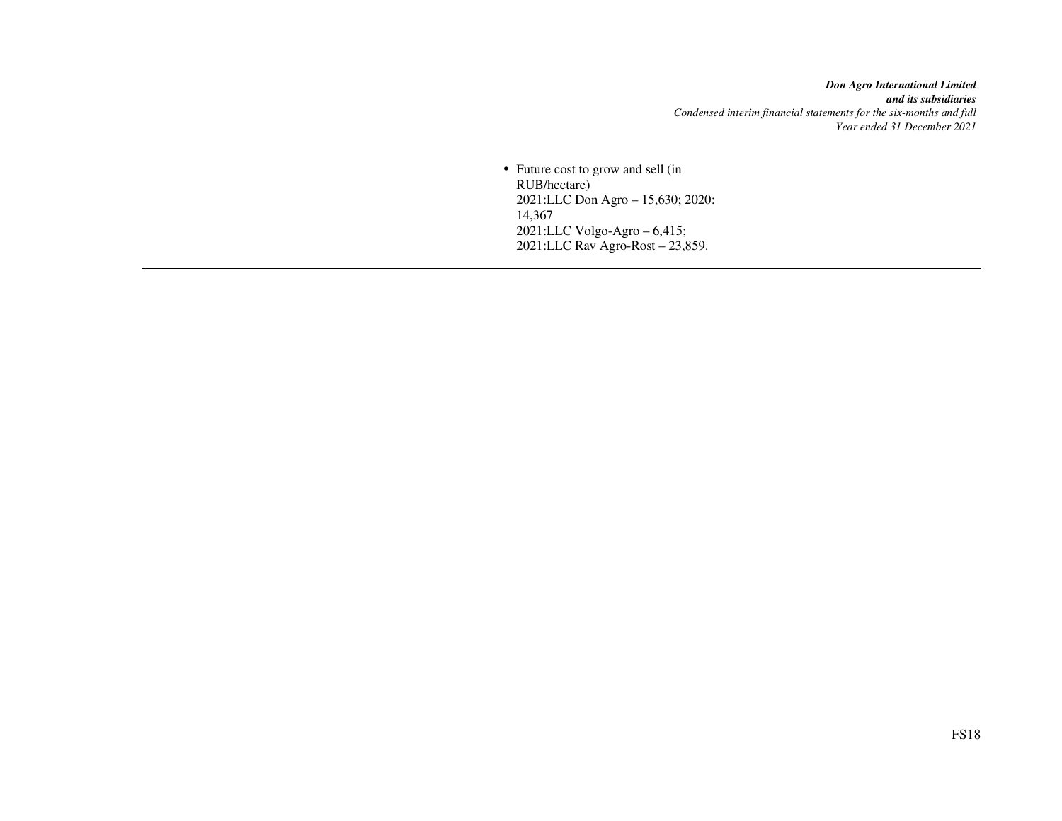- Future cost to grow and sell (in RUB/hectare)
  2021:LLC Don Agro – 15,630; 2020: 14,367
  2021:LLC Volgo-Agro – 6,415;
  2021:LLC Rav Agro-Rost – 23,859.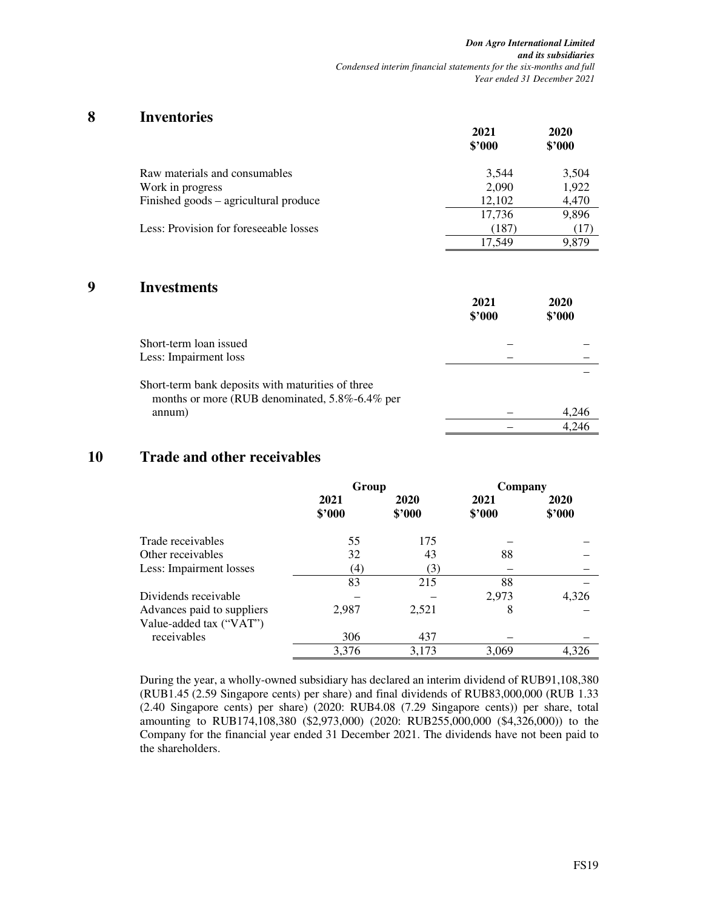## 8 Inventories

| | 2021 $'000 | 2020 $'000 |
|---|---|---|
| Raw materials and consumables | 3,544 | 3,504 |
| Work in progress | 2,090 | 1,922 |
| Finished goods – agricultural produce | 12,102 | 4,470 |
| | 17,736 | 9,896 |
| Less: Provision for foreseeable losses | (187) | (17) |
| | 17,549 | 9,879 |

## 9 Investments

| | 2021 $'000 | 2020 $'000 |
|---|---|---|
| Short-term loan issued | – | – |
| Less: Impairment loss | – | – |
| | | – |
| Short-term bank deposits with maturities of three months or more (RUB denominated, 5.8%-6.4% per annum) | – | 4,246 |
| | – | 4,246 |

## 10 Trade and other receivables

| | Group | | Company | |
|---|---|---|---|---|
| | 2021 $'000 | 2020 $'000 | 2021 $'000 | 2020 $'000 |
| Trade receivables | 55 | 175 | – | – |
| Other receivables | 32 | 43 | 88 | – |
| Less: Impairment losses | (4) | (3) | – | – |
| | 83 | 215 | 88 | – |
| Dividends receivable | – | – | 2,973 | 4,326 |
| Advances paid to suppliers | 2,987 | 2,521 | 8 | – |
| Value-added tax ("VAT") receivables | 306 | 437 | – | – |
| | 3,376 | 3,173 | 3,069 | 4,326 |

During the year, a wholly-owned subsidiary has declared an interim dividend of RUB91,108,380 (RUB1.45 (2.59 Singapore cents) per share) and final dividends of RUB83,000,000 (RUB 1.33 (2.40 Singapore cents) per share) (2020: RUB4.08 (7.29 Singapore cents)) per share, total amounting to RUB174,108,380 ($2,973,000) (2020: RUB255,000,000 ($4,326,000)) to the Company for the financial year ended 31 December 2021. The dividends have not been paid to the shareholders.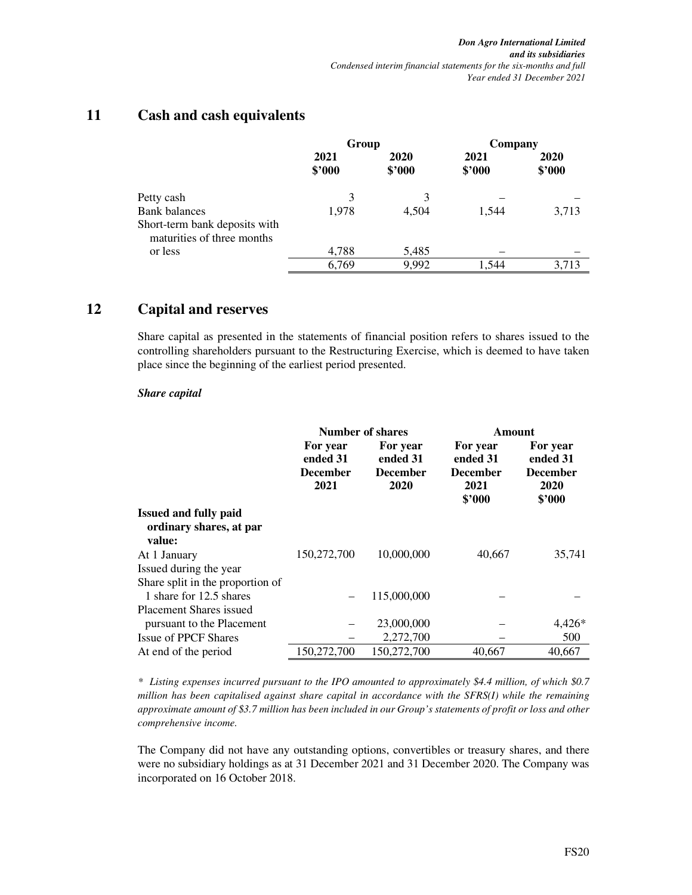## 11 Cash and cash equivalents

| | Group | | Company | |
|---|---|---|---|---|
| | 2021 $'000 | 2020 $'000 | 2021 $'000 | 2020 $'000 |
| Petty cash | 3 | 3 | – | – |
| Bank balances | 1,978 | 4,504 | 1,544 | 3,713 |
| Short-term bank deposits with maturities of three months or less | 4,788 | 5,485 | – | – |
| | 6,769 | 9,992 | 1,544 | 3,713 |

## 12 Capital and reserves

Share capital as presented in the statements of financial position refers to shares issued to the controlling shareholders pursuant to the Restructuring Exercise, which is deemed to have taken place since the beginning of the earliest period presented.

***Share capital***

| | Number of shares | | Amount | |
|---|---|---|---|---|
| | For year ended 31 December 2021 | For year ended 31 December 2020 | For year ended 31 December 2021 $'000 | For year ended 31 December 2020 $'000 |
| **Issued and fully paid ordinary shares, at par value:** | | | | |
| At 1 January | 150,272,700 | 10,000,000 | 40,667 | 35,741 |
| Issued during the year | | | | |
| Share split in the proportion of 1 share for 12.5 shares | – | 115,000,000 | – | – |
| Placement Shares issued pursuant to the Placement | – | 23,000,000 | – | 4,426* |
| Issue of PPCF Shares | – | 2,272,700 | – | 500 |
| At end of the period | 150,272,700 | 150,272,700 | 40,667 | 40,667 |

*\* Listing expenses incurred pursuant to the IPO amounted to approximately $4.4 million, of which $0.7 million has been capitalised against share capital in accordance with the SFRS(I) while the remaining approximate amount of $3.7 million has been included in our Group's statements of profit or loss and other comprehensive income.*

The Company did not have any outstanding options, convertibles or treasury shares, and there were no subsidiary holdings as at 31 December 2021 and 31 December 2020. The Company was incorporated on 16 October 2018.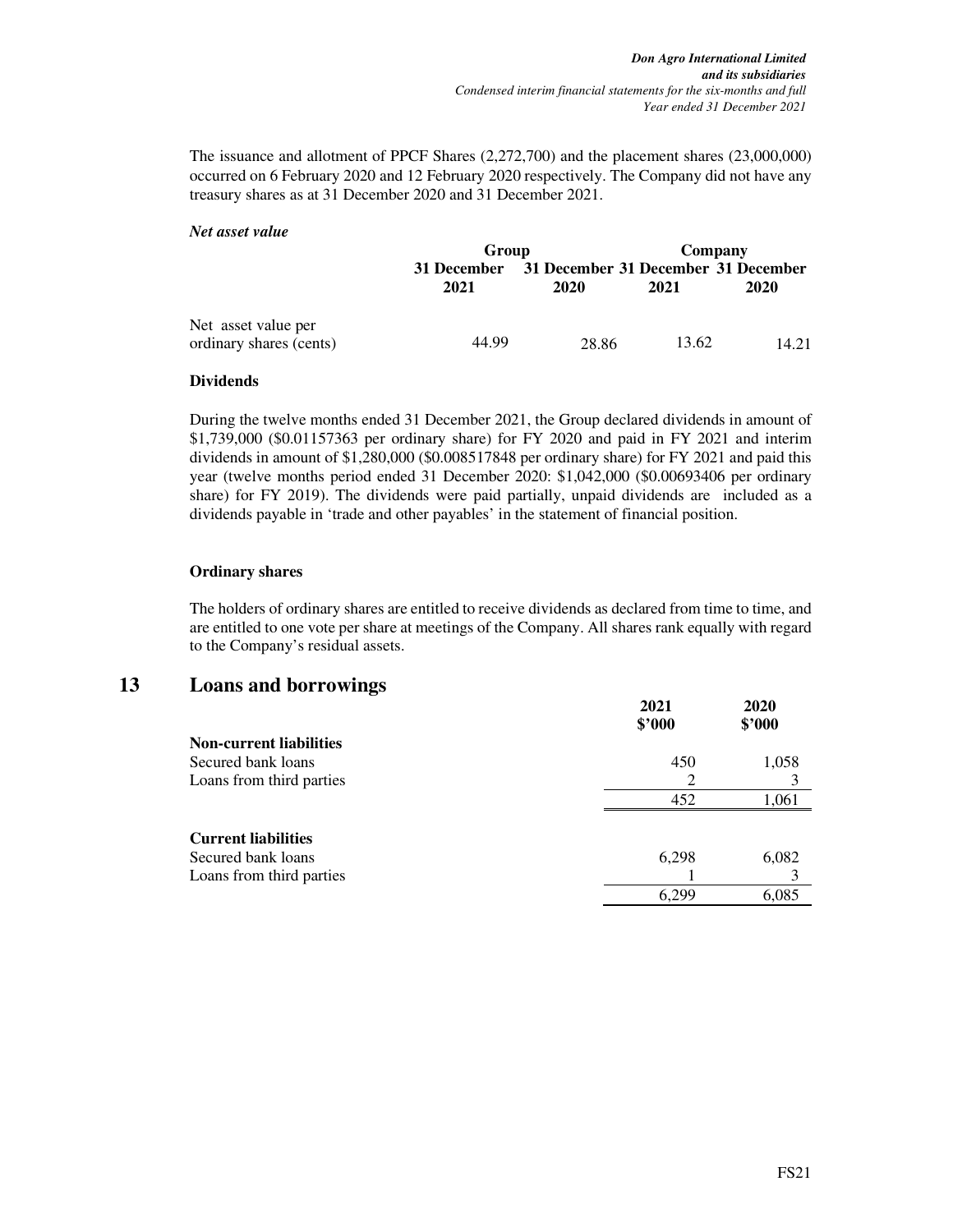The issuance and allotment of PPCF Shares (2,272,700) and the placement shares (23,000,000) occurred on 6 February 2020 and 12 February 2020 respectively. The Company did not have any treasury shares as at 31 December 2020 and 31 December 2021.

***Net asset value***

| | Group | | Company | |
|---|---|---|---|---|
| | 31 December 2021 | 31 December 2020 | 31 December 2021 | 31 December 2020 |
| Net asset value per ordinary shares (cents) | 44.99 | 28.86 | 13.62 | 14.21 |

**Dividends**

During the twelve months ended 31 December 2021, the Group declared dividends in amount of $1,739,000 ($0.01157363 per ordinary share) for FY 2020 and paid in FY 2021 and interim dividends in amount of $1,280,000 ($0.008517848 per ordinary share) for FY 2021 and paid this year (twelve months period ended 31 December 2020: $1,042,000 ($0.00693406 per ordinary share) for FY 2019). The dividends were paid partially, unpaid dividends are included as a dividends payable in 'trade and other payables' in the statement of financial position.

**Ordinary shares**

The holders of ordinary shares are entitled to receive dividends as declared from time to time, and are entitled to one vote per share at meetings of the Company. All shares rank equally with regard to the Company's residual assets.

## 13 Loans and borrowings

| | 2021 $'000 | 2020 $'000 |
|---|---|---|
| **Non-current liabilities** | | |
| Secured bank loans | 450 | 1,058 |
| Loans from third parties | 2 | 3 |
| | 452 | 1,061 |
| **Current liabilities** | | |
| Secured bank loans | 6,298 | 6,082 |
| Loans from third parties | 1 | 3 |
| | 6,299 | 6,085 |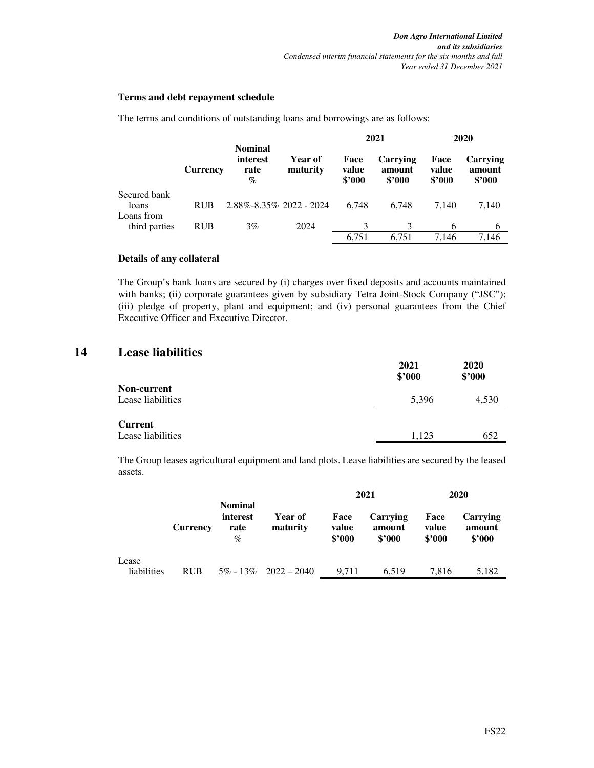**Terms and debt repayment schedule**

The terms and conditions of outstanding loans and borrowings are as follows:

| | Currency | Nominal interest rate % | Year of maturity | 2021 Face value $'000 | 2021 Carrying amount $'000 | 2020 Face value $'000 | 2020 Carrying amount $'000 |
|---|---|---|---|---|---|---|---|
| Secured bank loans | RUB | 2.88%-8.35% | 2022 - 2024 | 6,748 | 6,748 | 7,140 | 7,140 |
| Loans from third parties | RUB | 3% | 2024 | 3 | 3 | 6 | 6 |
| | | | | 6,751 | 6,751 | 7,146 | 7,146 |

**Details of any collateral**

The Group's bank loans are secured by (i) charges over fixed deposits and accounts maintained with banks; (ii) corporate guarantees given by subsidiary Tetra Joint-Stock Company ("JSC"); (iii) pledge of property, plant and equipment; and (iv) personal guarantees from the Chief Executive Officer and Executive Director.

# 14 Lease liabilities

| | 2021 $'000 | 2020 $'000 |
|---|---|---|
| **Non-current** | | |
| Lease liabilities | 5,396 | 4,530 |
| **Current** | | |
| Lease liabilities | 1,123 | 652 |

The Group leases agricultural equipment and land plots. Lease liabilities are secured by the leased assets.

| | Currency | Nominal interest rate % | Year of maturity | 2021 Face value $'000 | 2021 Carrying amount $'000 | 2020 Face value $'000 | 2020 Carrying amount $'000 |
|---|---|---|---|---|---|---|---|
| Lease liabilities | RUB | 5% - 13% | 2022 – 2040 | 9,711 | 6,519 | 7,816 | 5,182 |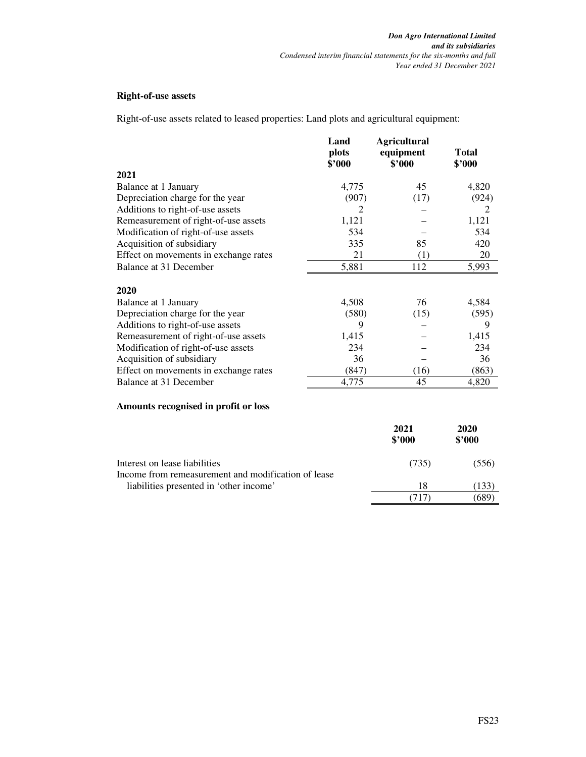**Right-of-use assets**

Right-of-use assets related to leased properties: Land plots and agricultural equipment:

| | Land plots $'000 | Agricultural equipment $'000 | Total $'000 |
|---|---|---|---|
| **2021** | | | |
| Balance at 1 January | 4,775 | 45 | 4,820 |
| Depreciation charge for the year | (907) | (17) | (924) |
| Additions to right-of-use assets | 2 | – | 2 |
| Remeasurement of right-of-use assets | 1,121 | – | 1,121 |
| Modification of right-of-use assets | 534 | – | 534 |
| Acquisition of subsidiary | 335 | 85 | 420 |
| Effect on movements in exchange rates | 21 | (1) | 20 |
| Balance at 31 December | 5,881 | 112 | 5,993 |
| | | | |
| **2020** | | | |
| Balance at 1 January | 4,508 | 76 | 4,584 |
| Depreciation charge for the year | (580) | (15) | (595) |
| Additions to right-of-use assets | 9 | – | 9 |
| Remeasurement of right-of-use assets | 1,415 | – | 1,415 |
| Modification of right-of-use assets | 234 | – | 234 |
| Acquisition of subsidiary | 36 | – | 36 |
| Effect on movements in exchange rates | (847) | (16) | (863) |
| Balance at 31 December | 4,775 | 45 | 4,820 |

**Amounts recognised in profit or loss**

| | 2021 $'000 | 2020 $'000 |
|---|---|---|
| Interest on lease liabilities | (735) | (556) |
| Income from remeasurement and modification of lease liabilities presented in 'other income' | 18 | (133) |
| | (717) | (689) |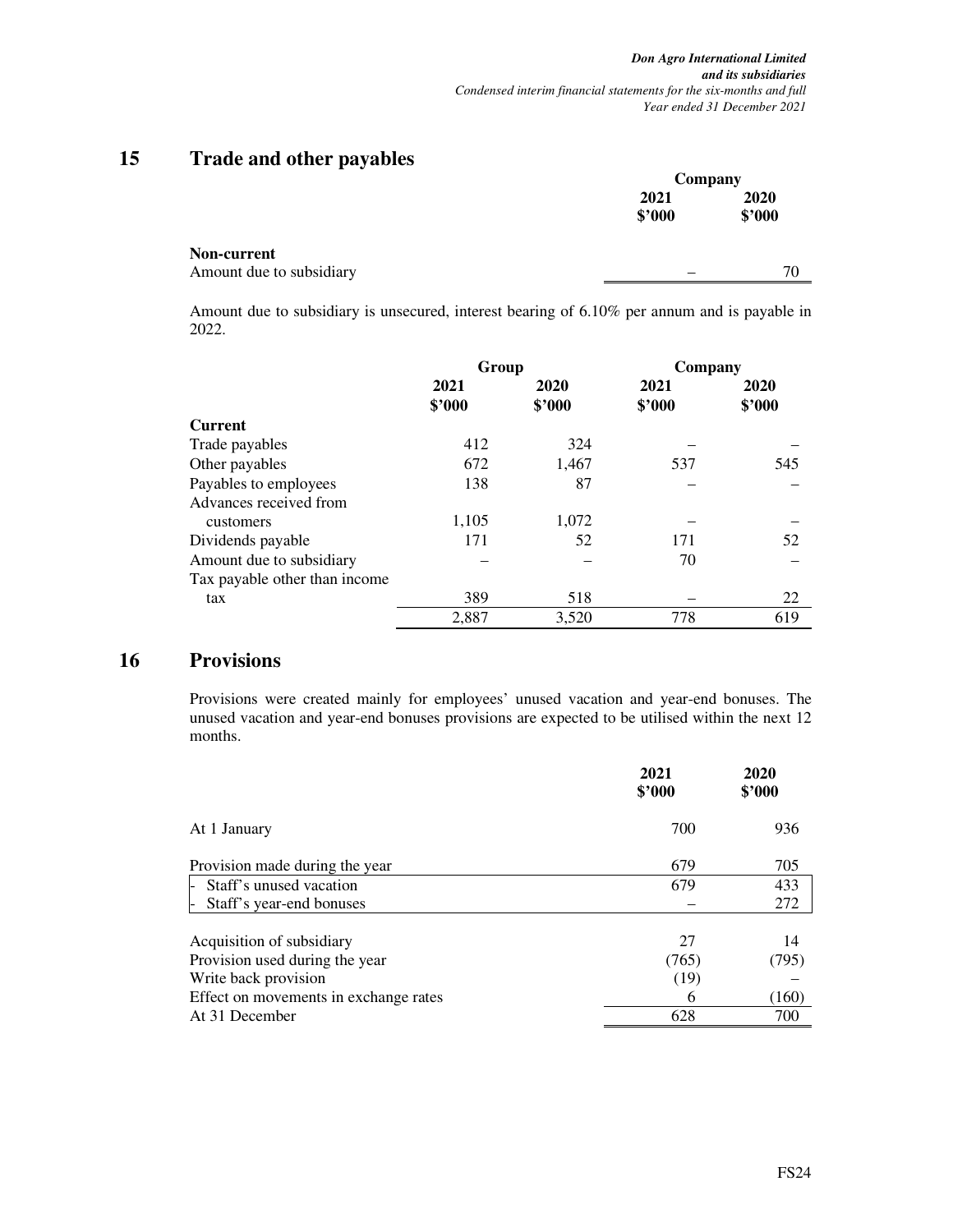## 15 Trade and other payables

| | Company | |
|---|---|---|
| | 2021 | 2020 |
| | $'000 | $'000 |
| **Non-current** | | |
| Amount due to subsidiary | – | 70 |

Amount due to subsidiary is unsecured, interest bearing of 6.10% per annum and is payable in 2022.

| | Group | | Company | |
|---|---|---|---|---|
| | 2021 | 2020 | 2021 | 2020 |
| | $'000 | $'000 | $'000 | $'000 |
| **Current** | | | | |
| Trade payables | 412 | 324 | – | – |
| Other payables | 672 | 1,467 | 537 | 545 |
| Payables to employees | 138 | 87 | – | – |
| Advances received from customers | 1,105 | 1,072 | – | – |
| Dividends payable | 171 | 52 | 171 | 52 |
| Amount due to subsidiary | – | – | 70 | – |
| Tax payable other than income tax | 389 | 518 | – | 22 |
| | 2,887 | 3,520 | 778 | 619 |

## 16 Provisions

Provisions were created mainly for employees' unused vacation and year-end bonuses. The unused vacation and year-end bonuses provisions are expected to be utilised within the next 12 months.

| | 2021 | 2020 |
|---|---|---|
| | $'000 | $'000 |
| At 1 January | 700 | 936 |
| Provision made during the year | 679 | 705 |
| - Staff's unused vacation | 679 | 433 |
| - Staff's year-end bonuses | – | 272 |
| Acquisition of subsidiary | 27 | 14 |
| Provision used during the year | (765) | (795) |
| Write back provision | (19) | – |
| Effect on movements in exchange rates | 6 | (160) |
| At 31 December | 628 | 700 |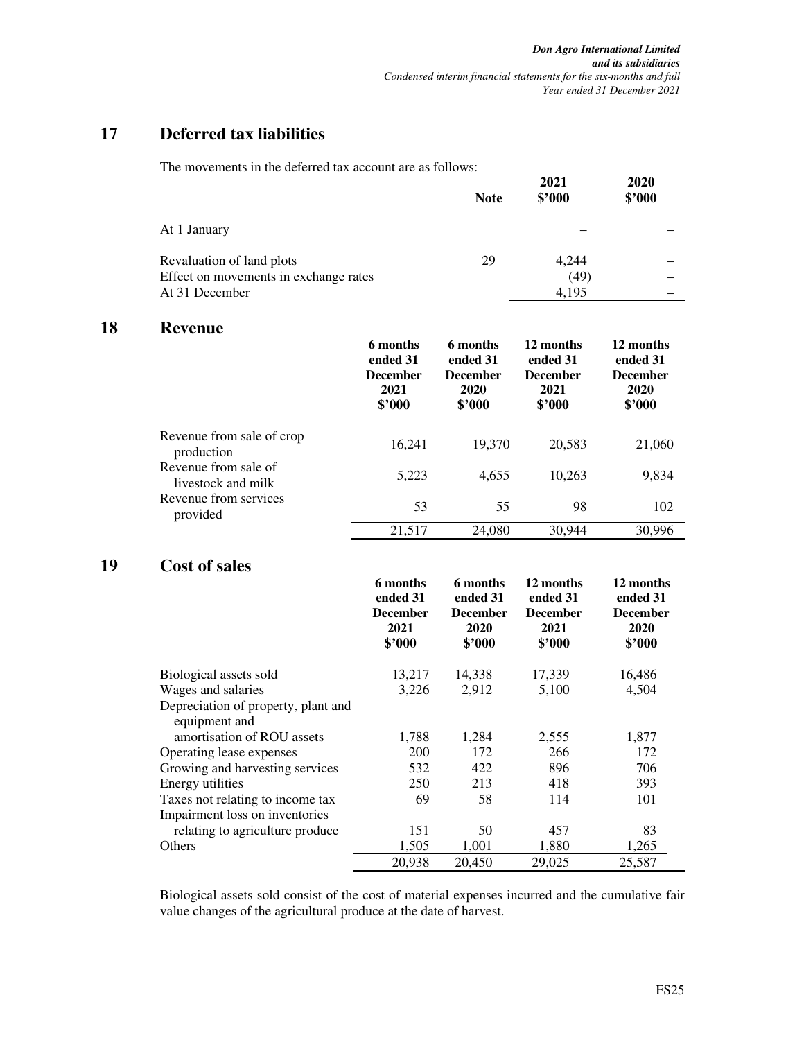## 17 Deferred tax liabilities

The movements in the deferred tax account are as follows:

| | Note | 2021 $'000 | 2020 $'000 |
|---|---|---|---|
| At 1 January | | – | – |
| Revaluation of land plots | 29 | 4,244 | – |
| Effect on movements in exchange rates | | (49) | – |
| At 31 December | | 4,195 | – |

## 18 Revenue

| | 6 months ended 31 December 2021 $'000 | 6 months ended 31 December 2020 $'000 | 12 months ended 31 December 2021 $'000 | 12 months ended 31 December 2020 $'000 |
|---|---|---|---|---|
| Revenue from sale of crop production | 16,241 | 19,370 | 20,583 | 21,060 |
| Revenue from sale of livestock and milk | 5,223 | 4,655 | 10,263 | 9,834 |
| Revenue from services provided | 53 | 55 | 98 | 102 |
| | 21,517 | 24,080 | 30,944 | 30,996 |

## 19 Cost of sales

| | 6 months ended 31 December 2021 $'000 | 6 months ended 31 December 2020 $'000 | 12 months ended 31 December 2021 $'000 | 12 months ended 31 December 2020 $'000 |
|---|---|---|---|---|
| Biological assets sold | 13,217 | 14,338 | 17,339 | 16,486 |
| Wages and salaries | 3,226 | 2,912 | 5,100 | 4,504 |
| Depreciation of property, plant and equipment and amortisation of ROU assets | 1,788 | 1,284 | 2,555 | 1,877 |
| Operating lease expenses | 200 | 172 | 266 | 172 |
| Growing and harvesting services | 532 | 422 | 896 | 706 |
| Energy utilities | 250 | 213 | 418 | 393 |
| Taxes not relating to income tax | 69 | 58 | 114 | 101 |
| Impairment loss on inventories relating to agriculture produce | 151 | 50 | 457 | 83 |
| Others | 1,505 | 1,001 | 1,880 | 1,265 |
| | 20,938 | 20,450 | 29,025 | 25,587 |

Biological assets sold consist of the cost of material expenses incurred and the cumulative fair value changes of the agricultural produce at the date of harvest.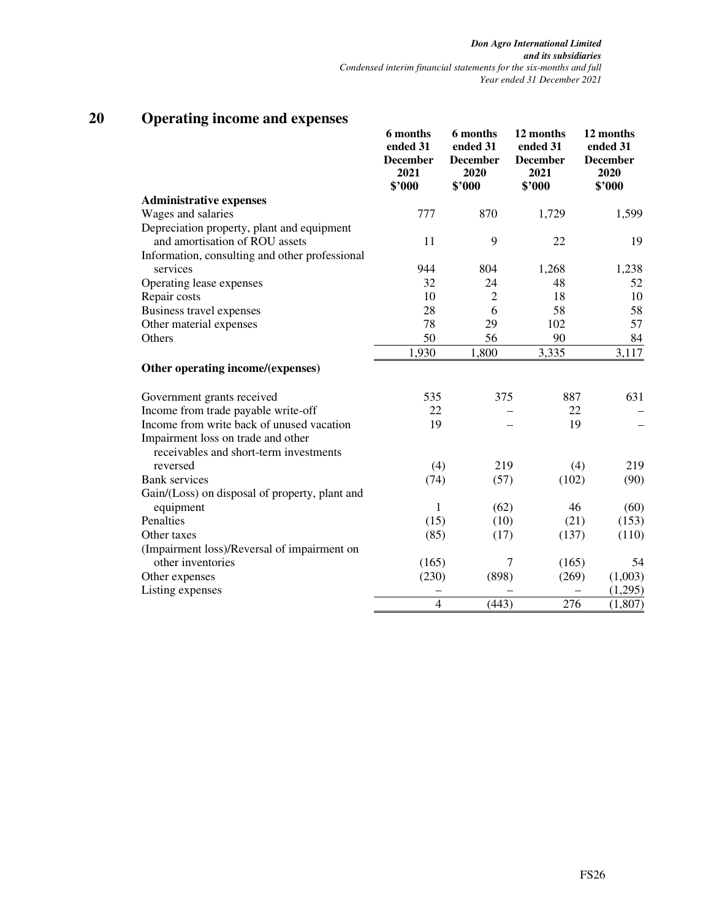## 20 Operating income and expenses

| | 6 months ended 31 December 2021 $'000 | 6 months ended 31 December 2020 $'000 | 12 months ended 31 December 2021 $'000 | 12 months ended 31 December 2020 $'000 |
|---|---|---|---|---|
| **Administrative expenses** | | | | |
| Wages and salaries | 777 | 870 | 1,729 | 1,599 |
| Depreciation property, plant and equipment and amortisation of ROU assets | 11 | 9 | 22 | 19 |
| Information, consulting and other professional services | 944 | 804 | 1,268 | 1,238 |
| Operating lease expenses | 32 | 24 | 48 | 52 |
| Repair costs | 10 | 2 | 18 | 10 |
| Business travel expenses | 28 | 6 | 58 | 58 |
| Other material expenses | 78 | 29 | 102 | 57 |
| Others | 50 | 56 | 90 | 84 |
| | 1,930 | 1,800 | 3,335 | 3,117 |
| **Other operating income/(expenses)** | | | | |
| Government grants received | 535 | 375 | 887 | 631 |
| Income from trade payable write-off | 22 | – | 22 | – |
| Income from write back of unused vacation | 19 | – | 19 | – |
| Impairment loss on trade and other receivables and short-term investments reversed | (4) | 219 | (4) | 219 |
| Bank services | (74) | (57) | (102) | (90) |
| Gain/(Loss) on disposal of property, plant and equipment | 1 | (62) | 46 | (60) |
| Penalties | (15) | (10) | (21) | (153) |
| Other taxes | (85) | (17) | (137) | (110) |
| (Impairment loss)/Reversal of impairment on other inventories | (165) | 7 | (165) | 54 |
| Other expenses | (230) | (898) | (269) | (1,003) |
| Listing expenses | – | – | – | (1,295) |
| | 4 | (443) | 276 | (1,807) |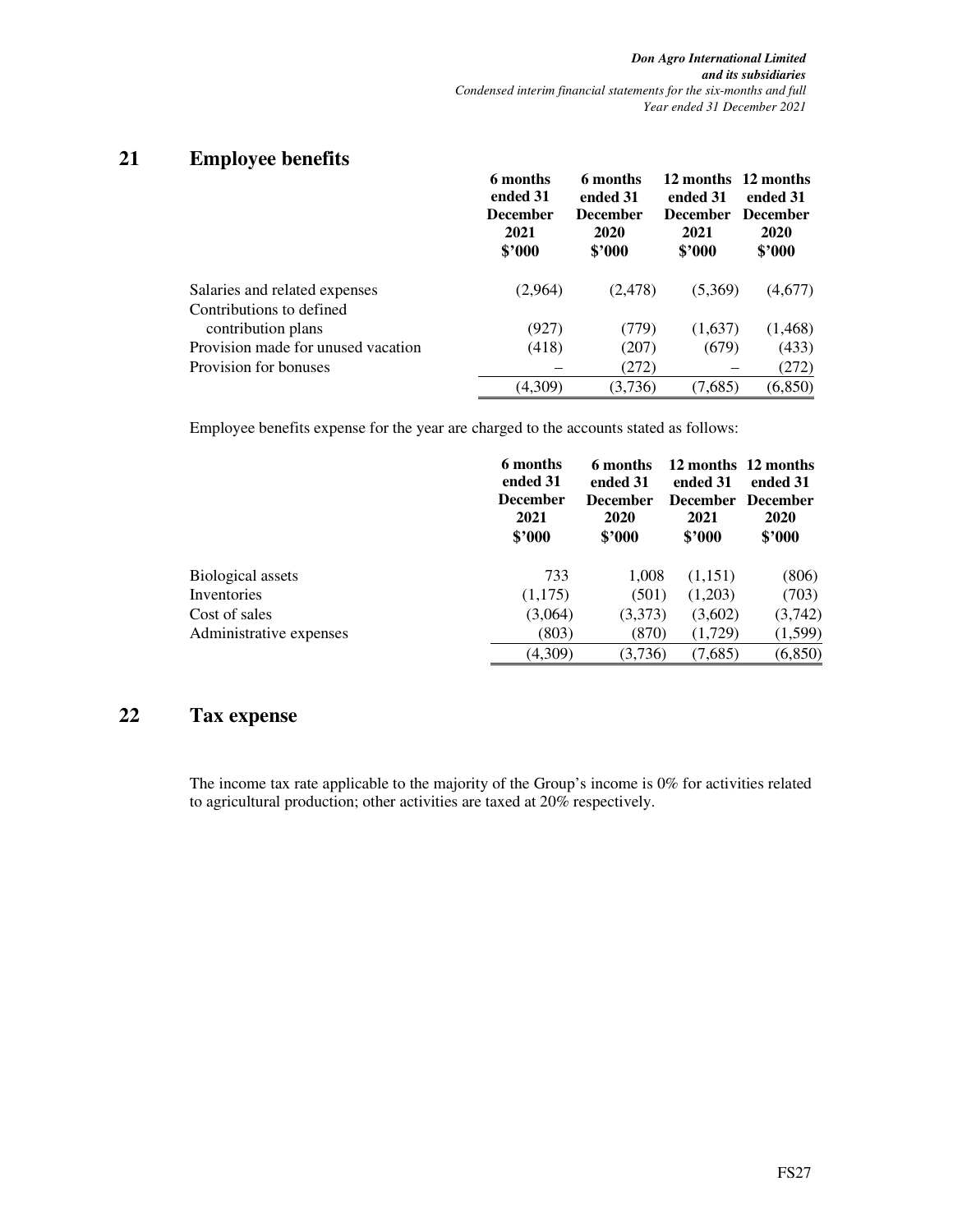## 21 Employee benefits

| | 6 months ended 31 December 2021 $'000 | 6 months ended 31 December 2020 $'000 | 12 months ended 31 December 2021 $'000 | 12 months ended 31 December 2020 $'000 |
|---|---|---|---|---|
| Salaries and related expenses | (2,964) | (2,478) | (5,369) | (4,677) |
| Contributions to defined contribution plans | (927) | (779) | (1,637) | (1,468) |
| Provision made for unused vacation | (418) | (207) | (679) | (433) |
| Provision for bonuses | – | (272) | – | (272) |
| | (4,309) | (3,736) | (7,685) | (6,850) |

Employee benefits expense for the year are charged to the accounts stated as follows:

| | 6 months ended 31 December 2021 $'000 | 6 months ended 31 December 2020 $'000 | 12 months ended 31 December 2021 $'000 | 12 months ended 31 December 2020 $'000 |
|---|---|---|---|---|
| Biological assets | 733 | 1,008 | (1,151) | (806) |
| Inventories | (1,175) | (501) | (1,203) | (703) |
| Cost of sales | (3,064) | (3,373) | (3,602) | (3,742) |
| Administrative expenses | (803) | (870) | (1,729) | (1,599) |
| | (4,309) | (3,736) | (7,685) | (6,850) |

## 22 Tax expense

The income tax rate applicable to the majority of the Group's income is 0% for activities related to agricultural production; other activities are taxed at 20% respectively.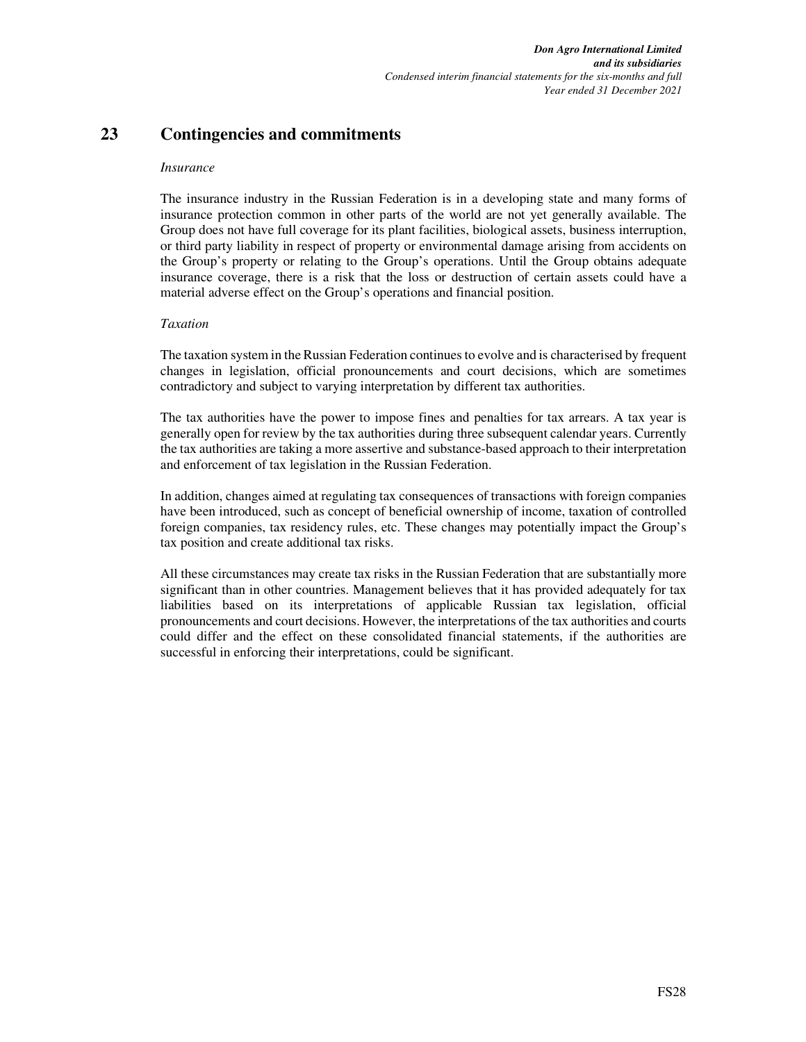## 23 Contingencies and commitments

*Insurance*

The insurance industry in the Russian Federation is in a developing state and many forms of insurance protection common in other parts of the world are not yet generally available. The Group does not have full coverage for its plant facilities, biological assets, business interruption, or third party liability in respect of property or environmental damage arising from accidents on the Group's property or relating to the Group's operations. Until the Group obtains adequate insurance coverage, there is a risk that the loss or destruction of certain assets could have a material adverse effect on the Group's operations and financial position.

*Taxation*

The taxation system in the Russian Federation continues to evolve and is characterised by frequent changes in legislation, official pronouncements and court decisions, which are sometimes contradictory and subject to varying interpretation by different tax authorities.

The tax authorities have the power to impose fines and penalties for tax arrears. A tax year is generally open for review by the tax authorities during three subsequent calendar years. Currently the tax authorities are taking a more assertive and substance-based approach to their interpretation and enforcement of tax legislation in the Russian Federation.

In addition, changes aimed at regulating tax consequences of transactions with foreign companies have been introduced, such as concept of beneficial ownership of income, taxation of controlled foreign companies, tax residency rules, etc. These changes may potentially impact the Group's tax position and create additional tax risks.

All these circumstances may create tax risks in the Russian Federation that are substantially more significant than in other countries. Management believes that it has provided adequately for tax liabilities based on its interpretations of applicable Russian tax legislation, official pronouncements and court decisions. However, the interpretations of the tax authorities and courts could differ and the effect on these consolidated financial statements, if the authorities are successful in enforcing their interpretations, could be significant.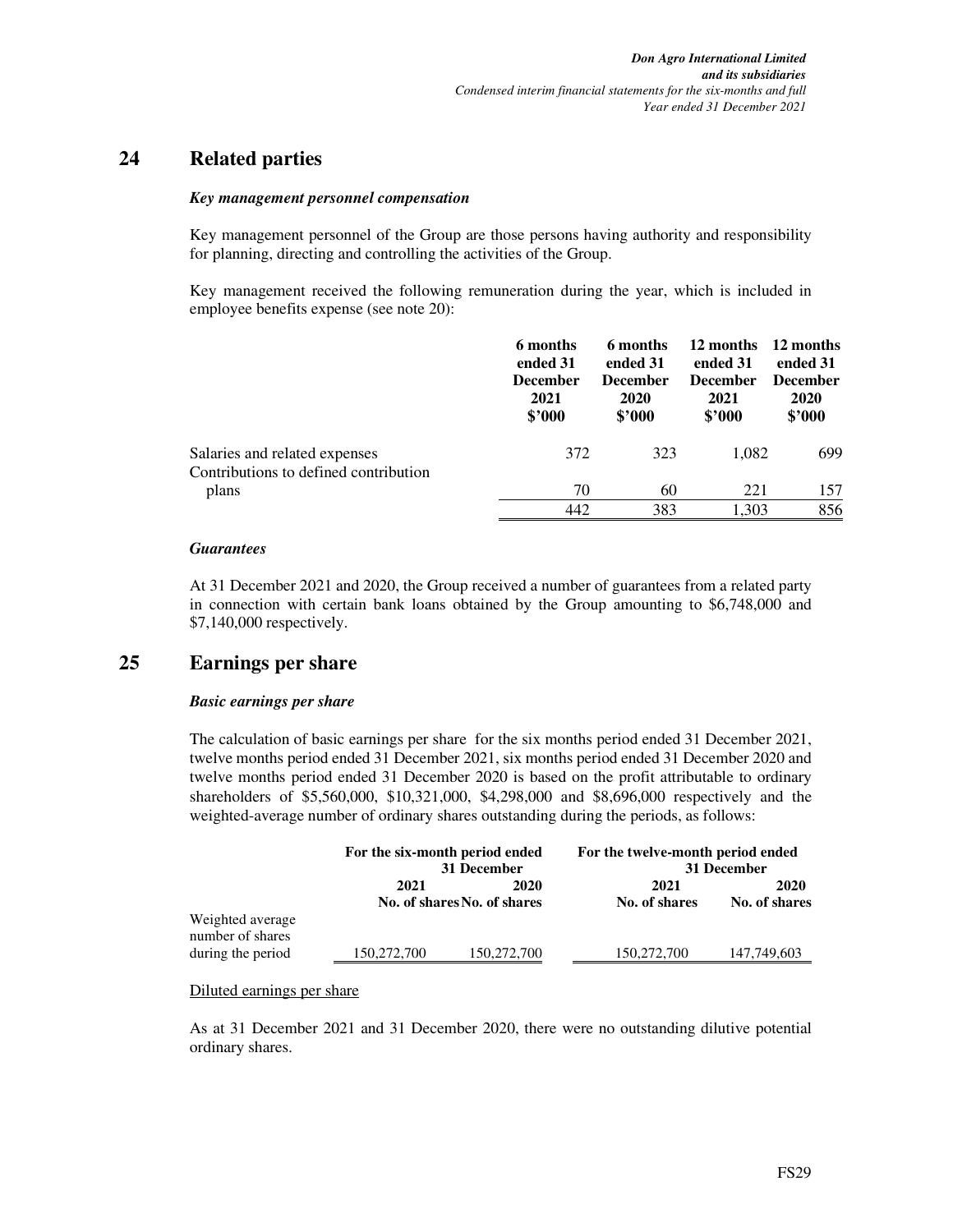## 24 Related parties

### *Key management personnel compensation*

Key management personnel of the Group are those persons having authority and responsibility for planning, directing and controlling the activities of the Group.

Key management received the following remuneration during the year, which is included in employee benefits expense (see note 20):

| | 6 months ended 31 December 2021 $'000 | 6 months ended 31 December 2020 $'000 | 12 months ended 31 December 2021 $'000 | 12 months ended 31 December 2020 $'000 |
|---|---|---|---|---|
| Salaries and related expenses | 372 | 323 | 1,082 | 699 |
| Contributions to defined contribution plans | 70 | 60 | 221 | 157 |
| | 442 | 383 | 1,303 | 856 |

### *Guarantees*

At 31 December 2021 and 2020, the Group received a number of guarantees from a related party in connection with certain bank loans obtained by the Group amounting to $6,748,000 and $7,140,000 respectively.

## 25 Earnings per share

### *Basic earnings per share*

The calculation of basic earnings per share for the six months period ended 31 December 2021, twelve months period ended 31 December 2021, six months period ended 31 December 2020 and twelve months period ended 31 December 2020 is based on the profit attributable to ordinary shareholders of $5,560,000, $10,321,000, $4,298,000 and $8,696,000 respectively and the weighted-average number of ordinary shares outstanding during the periods, as follows:

| | For the six-month period ended 31 December | | For the twelve-month period ended 31 December | |
|---|---|---|---|---|
| | 2021 No. of shares | 2020 No. of shares | 2021 No. of shares | 2020 No. of shares |
| Weighted average number of shares during the period | 150,272,700 | 150,272,700 | 150,272,700 | 147,749,603 |

Diluted earnings per share

As at 31 December 2021 and 31 December 2020, there were no outstanding dilutive potential ordinary shares.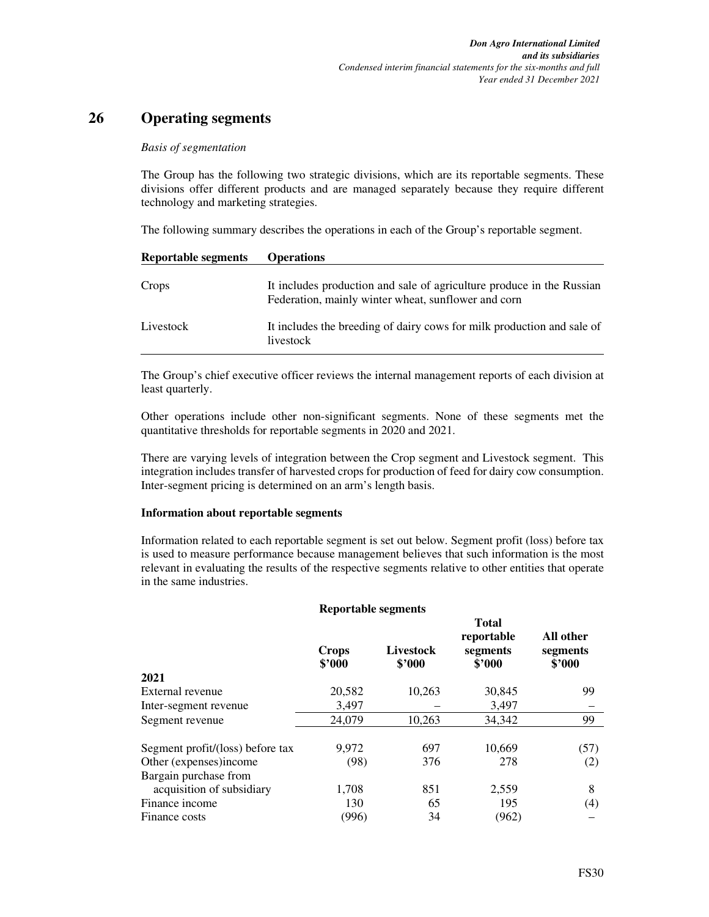# 26 Operating segments

*Basis of segmentation*

The Group has the following two strategic divisions, which are its reportable segments. These divisions offer different products and are managed separately because they require different technology and marketing strategies.

The following summary describes the operations in each of the Group's reportable segment.

| Reportable segments | Operations |
|---|---|
| Crops | It includes production and sale of agriculture produce in the Russian Federation, mainly winter wheat, sunflower and corn |
| Livestock | It includes the breeding of dairy cows for milk production and sale of livestock |

The Group's chief executive officer reviews the internal management reports of each division at least quarterly.

Other operations include other non-significant segments. None of these segments met the quantitative thresholds for reportable segments in 2020 and 2021.

There are varying levels of integration between the Crop segment and Livestock segment. This integration includes transfer of harvested crops for production of feed for dairy cow consumption. Inter-segment pricing is determined on an arm's length basis.

**Information about reportable segments**

Information related to each reportable segment is set out below. Segment profit (loss) before tax is used to measure performance because management believes that such information is the most relevant in evaluating the results of the respective segments relative to other entities that operate in the same industries.

| | Reportable segments | | | |
|---|---|---|---|---|
| | **Crops $'000** | **Livestock $'000** | **Total reportable segments $'000** | **All other segments $'000** |
| **2021** | | | | |
| External revenue | 20,582 | 10,263 | 30,845 | 99 |
| Inter-segment revenue | 3,497 | – | 3,497 | – |
| Segment revenue | 24,079 | 10,263 | 34,342 | 99 |
| | | | | |
| Segment profit/(loss) before tax | 9,972 | 697 | 10,669 | (57) |
| Other (expenses)income | (98) | 376 | 278 | (2) |
| Bargain purchase from acquisition of subsidiary | 1,708 | 851 | 2,559 | 8 |
| Finance income | 130 | 65 | 195 | (4) |
| Finance costs | (996) | 34 | (962) | – |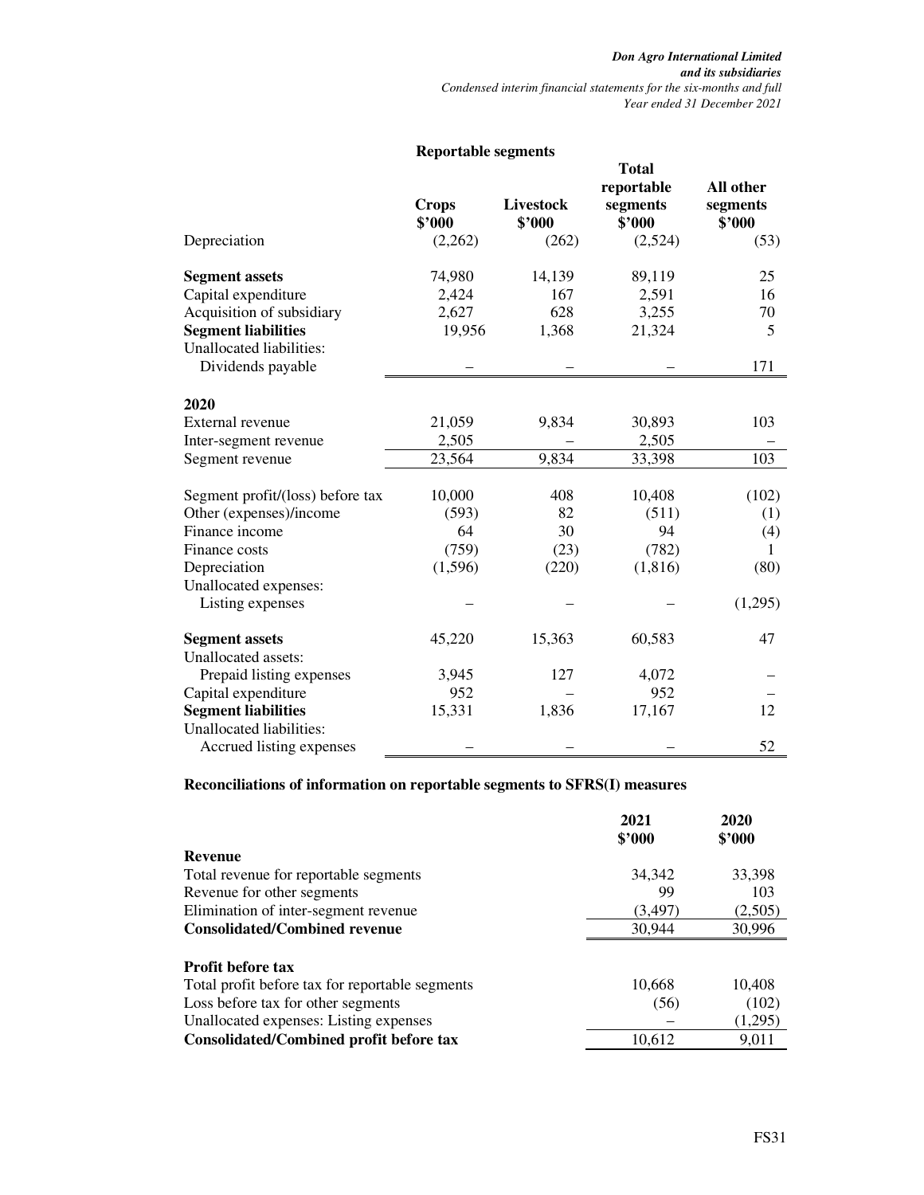| | Reportable segments | | | |
|---|---|---|---|---|
| | Crops<br>$'000 | Livestock<br>$'000 | Total reportable segments<br>$'000 | All other segments<br>$'000 |
| Depreciation | (2,262) | (262) | (2,524) | (53) |
| | | | | |
| **Segment assets** | 74,980 | 14,139 | 89,119 | 25 |
| Capital expenditure | 2,424 | 167 | 2,591 | 16 |
| Acquisition of subsidiary | 2,627 | 628 | 3,255 | 70 |
| **Segment liabilities** | 19,956 | 1,368 | 21,324 | 5 |
| Unallocated liabilities: | | | | |
| Dividends payable | – | – | – | 171 |
| | | | | |
| **2020** | | | | |
| External revenue | 21,059 | 9,834 | 30,893 | 103 |
| Inter-segment revenue | 2,505 | – | 2,505 | – |
| Segment revenue | 23,564 | 9,834 | 33,398 | 103 |
| | | | | |
| Segment profit/(loss) before tax | 10,000 | 408 | 10,408 | (102) |
| Other (expenses)/income | (593) | 82 | (511) | (1) |
| Finance income | 64 | 30 | 94 | (4) |
| Finance costs | (759) | (23) | (782) | 1 |
| Depreciation | (1,596) | (220) | (1,816) | (80) |
| Unallocated expenses: | | | | |
| Listing expenses | – | – | – | (1,295) |
| | | | | |
| **Segment assets** | 45,220 | 15,363 | 60,583 | 47 |
| Unallocated assets: | | | | |
| Prepaid listing expenses | 3,945 | 127 | 4,072 | – |
| Capital expenditure | 952 | – | 952 | – |
| **Segment liabilities** | 15,331 | 1,836 | 17,167 | 12 |
| Unallocated liabilities: | | | | |
| Accrued listing expenses | – | – | – | 52 |

**Reconciliations of information on reportable segments to SFRS(I) measures**

| | 2021<br>$'000 | 2020<br>$'000 |
|---|---|---|
| **Revenue** | | |
| Total revenue for reportable segments | 34,342 | 33,398 |
| Revenue for other segments | 99 | 103 |
| Elimination of inter-segment revenue | (3,497) | (2,505) |
| **Consolidated/Combined revenue** | 30,944 | 30,996 |
| | | |
| **Profit before tax** | | |
| Total profit before tax for reportable segments | 10,668 | 10,408 |
| Loss before tax for other segments | (56) | (102) |
| Unallocated expenses: Listing expenses | – | (1,295) |
| **Consolidated/Combined profit before tax** | 10,612 | 9,011 |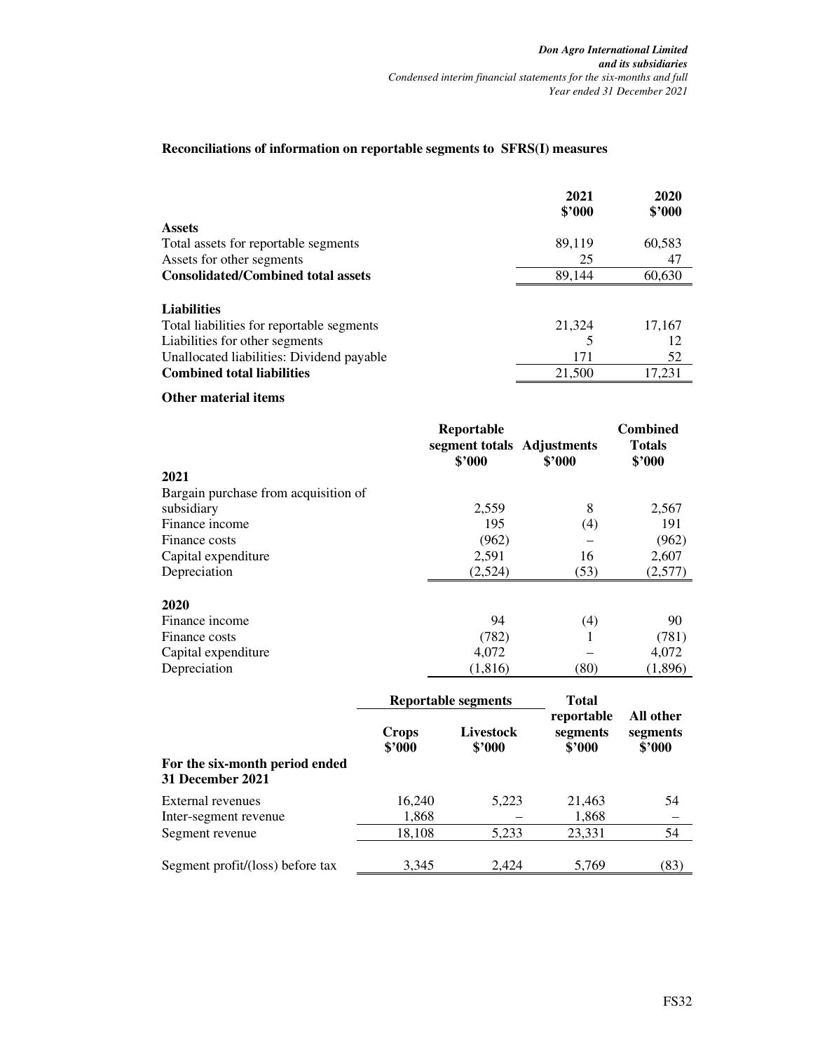## Reconciliations of information on reportable segments to SFRS(I) measures

| | 2021 $'000 | 2020 $'000 |
|---|---|---|
| **Assets** | | |
| Total assets for reportable segments | 89,119 | 60,583 |
| Assets for other segments | 25 | 47 |
| **Consolidated/Combined total assets** | 89,144 | 60,630 |
| | | |
| **Liabilities** | | |
| Total liabilities for reportable segments | 21,324 | 17,167 |
| Liabilities for other segments | 5 | 12 |
| Unallocated liabilities: Dividend payable | 171 | 52 |
| **Combined total liabilities** | 21,500 | 17,231 |

**Other material items**

| | Reportable segment totals $'000 | Adjustments $'000 | Combined Totals $'000 |
|---|---|---|---|
| **2021** | | | |
| Bargain purchase from acquisition of subsidiary | 2,559 | 8 | 2,567 |
| Finance income | 195 | (4) | 191 |
| Finance costs | (962) | – | (962) |
| Capital expenditure | 2,591 | 16 | 2,607 |
| Depreciation | (2,524) | (53) | (2,577) |
| | | | |
| **2020** | | | |
| Finance income | 94 | (4) | 90 |
| Finance costs | (782) | 1 | (781) |
| Capital expenditure | 4,072 | – | 4,072 |
| Depreciation | (1,816) | (80) | (1,896) |

| | Reportable segments | | Total reportable segments | All other segments |
|---|---|---|---|---|
| | Crops $'000 | Livestock $'000 | $'000 | $'000 |
| **For the six-month period ended 31 December 2021** | | | | |
| External revenues | 16,240 | 5,223 | 21,463 | 54 |
| Inter-segment revenue | 1,868 | – | 1,868 | – |
| Segment revenue | 18,108 | 5,233 | 23,331 | 54 |
| | | | | |
| Segment profit/(loss) before tax | 3,345 | 2,424 | 5,769 | (83) |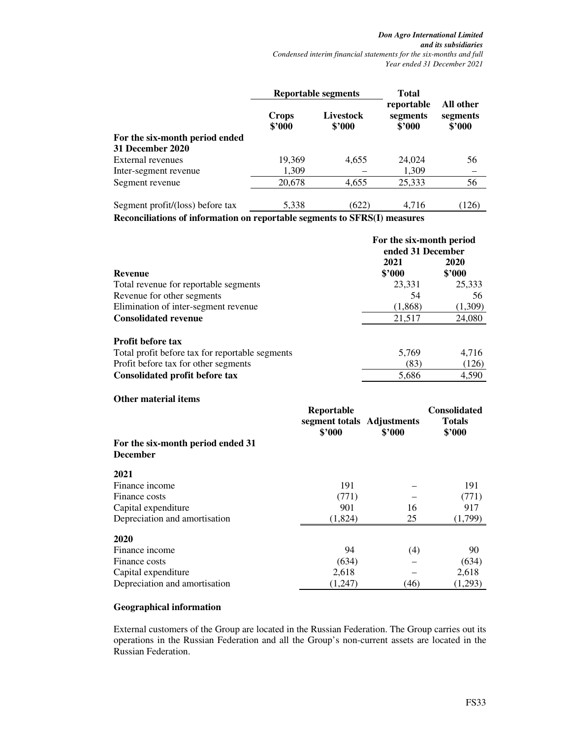| | Reportable segments | | Total reportable segments | All other segments |
|---|---|---|---|---|
| | Crops $'000 | Livestock $'000 | $'000 | $'000 |
| **For the six-month period ended 31 December 2020** | | | | |
| External revenues | 19,369 | 4,655 | 24,024 | 56 |
| Inter-segment revenue | 1,309 | – | 1,309 | – |
| Segment revenue | 20,678 | 4,655 | 25,333 | 56 |
| Segment profit/(loss) before tax | 5,338 | (622) | 4,716 | (126) |

**Reconciliations of information on reportable segments to SFRS(I) measures**

| | For the six-month period ended 31 December | |
|---|---|---|
| | 2021 | 2020 |
| **Revenue** | $'000 | $'000 |
| Total revenue for reportable segments | 23,331 | 25,333 |
| Revenue for other segments | 54 | 56 |
| Elimination of inter-segment revenue | (1,868) | (1,309) |
| **Consolidated revenue** | 21,517 | 24,080 |
| | | |
| **Profit before tax** | | |
| Total profit before tax for reportable segments | 5,769 | 4,716 |
| Profit before tax for other segments | (83) | (126) |
| **Consolidated profit before tax** | 5,686 | 4,590 |

**Other material items**

| | Reportable segment totals $'000 | Adjustments $'000 | Consolidated Totals $'000 |
|---|---|---|---|
| **For the six-month period ended 31 December** | | | |
| **2021** | | | |
| Finance income | 191 | – | 191 |
| Finance costs | (771) | – | (771) |
| Capital expenditure | 901 | 16 | 917 |
| Depreciation and amortisation | (1,824) | 25 | (1,799) |
| **2020** | | | |
| Finance income | 94 | (4) | 90 |
| Finance costs | (634) | – | (634) |
| Capital expenditure | 2,618 | – | 2,618 |
| Depreciation and amortisation | (1,247) | (46) | (1,293) |

**Geographical information**

External customers of the Group are located in the Russian Federation. The Group carries out its operations in the Russian Federation and all the Group's non-current assets are located in the Russian Federation.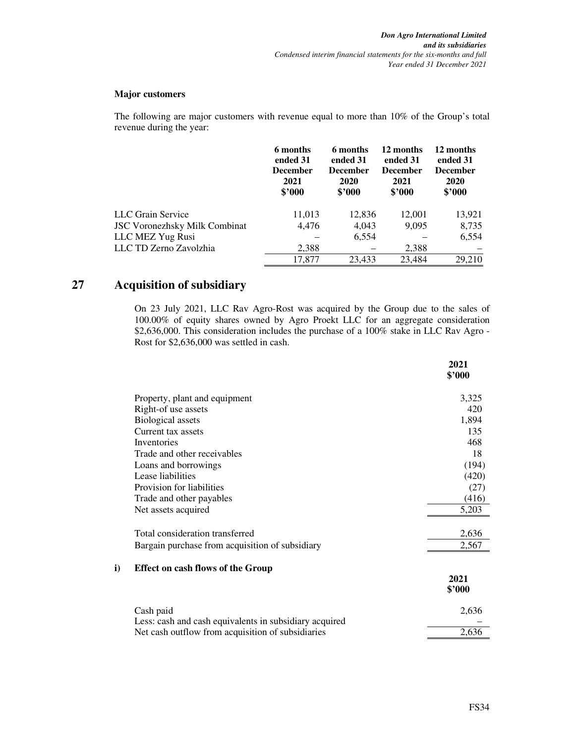**Major customers**

The following are major customers with revenue equal to more than 10% of the Group's total revenue during the year:

| | 6 months ended 31 December 2021 $'000 | 6 months ended 31 December 2020 $'000 | 12 months ended 31 December 2021 $'000 | 12 months ended 31 December 2020 $'000 |
|---|---|---|---|---|
| LLC Grain Service | 11,013 | 12,836 | 12,001 | 13,921 |
| JSC Voronezhsky Milk Combinat | 4,476 | 4,043 | 9,095 | 8,735 |
| LLC MEZ Yug Rusi | – | 6,554 | – | 6,554 |
| LLC TD Zerno Zavolzhia | 2,388 | – | 2,388 | – |
| | 17,877 | 23,433 | 23,484 | 29,210 |

## 27 Acquisition of subsidiary

On 23 July 2021, LLC Rav Agro-Rost was acquired by the Group due to the sales of 100.00% of equity shares owned by Agro Proekt LLC for an aggregate consideration $2,636,000. This consideration includes the purchase of a 100% stake in LLC Rav Agro - Rost for $2,636,000 was settled in cash.

| | 2021 $'000 |
|---|---|
| Property, plant and equipment | 3,325 |
| Right-of use assets | 420 |
| Biological assets | 1,894 |
| Current tax assets | 135 |
| Inventories | 468 |
| Trade and other receivables | 18 |
| Loans and borrowings | (194) |
| Lease liabilities | (420) |
| Provision for liabilities | (27) |
| Trade and other payables | (416) |
| Net assets acquired | 5,203 |
| | |
| Total consideration transferred | 2,636 |
| Bargain purchase from acquisition of subsidiary | 2,567 |

**i) Effect on cash flows of the Group**

| | 2021 $'000 |
|---|---|
| Cash paid | 2,636 |
| Less: cash and cash equivalents in subsidiary acquired | – |
| Net cash outflow from acquisition of subsidiaries | 2,636 |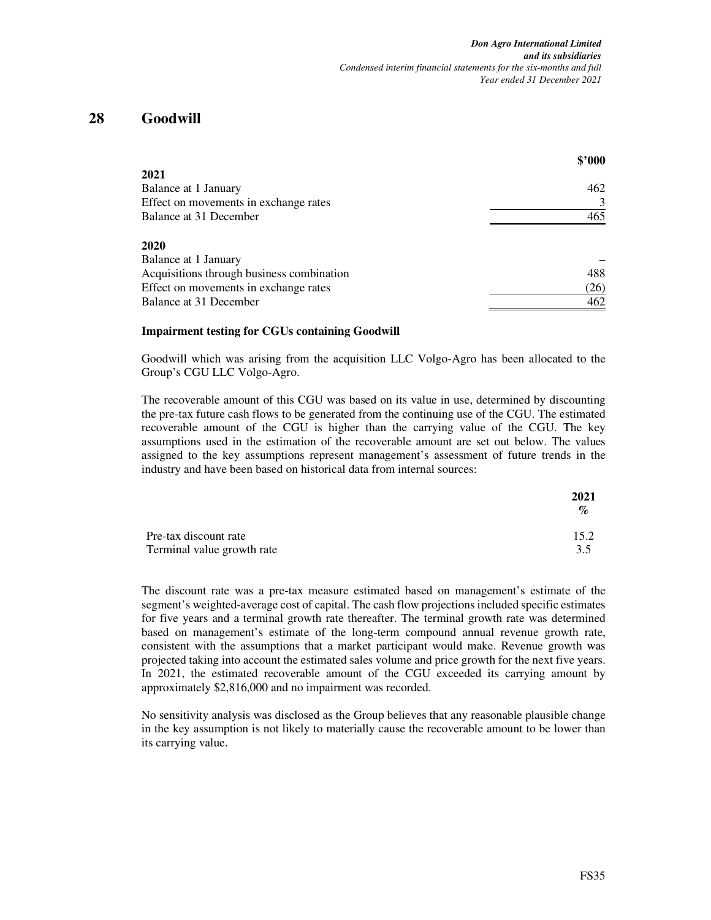# 28 Goodwill

| | $'000 |
|---|---|
| **2021** | |
| Balance at 1 January | 462 |
| Effect on movements in exchange rates | 3 |
| Balance at 31 December | 465 |
| | |
| **2020** | |
| Balance at 1 January | – |
| Acquisitions through business combination | 488 |
| Effect on movements in exchange rates | (26) |
| Balance at 31 December | 462 |

### Impairment testing for CGUs containing Goodwill

Goodwill which was arising from the acquisition LLC Volgo-Agro has been allocated to the Group's CGU LLC Volgo-Agro.

The recoverable amount of this CGU was based on its value in use, determined by discounting the pre-tax future cash flows to be generated from the continuing use of the CGU. The estimated recoverable amount of the CGU is higher than the carrying value of the CGU. The key assumptions used in the estimation of the recoverable amount are set out below. The values assigned to the key assumptions represent management's assessment of future trends in the industry and have been based on historical data from internal sources:

| | 2021 % |
|---|---|
| Pre-tax discount rate | 15.2 |
| Terminal value growth rate | 3.5 |

The discount rate was a pre-tax measure estimated based on management's estimate of the segment's weighted-average cost of capital. The cash flow projections included specific estimates for five years and a terminal growth rate thereafter. The terminal growth rate was determined based on management's estimate of the long-term compound annual revenue growth rate, consistent with the assumptions that a market participant would make. Revenue growth was projected taking into account the estimated sales volume and price growth for the next five years. In 2021, the estimated recoverable amount of the CGU exceeded its carrying amount by approximately $2,816,000 and no impairment was recorded.

No sensitivity analysis was disclosed as the Group believes that any reasonable plausible change in the key assumption is not likely to materially cause the recoverable amount to be lower than its carrying value.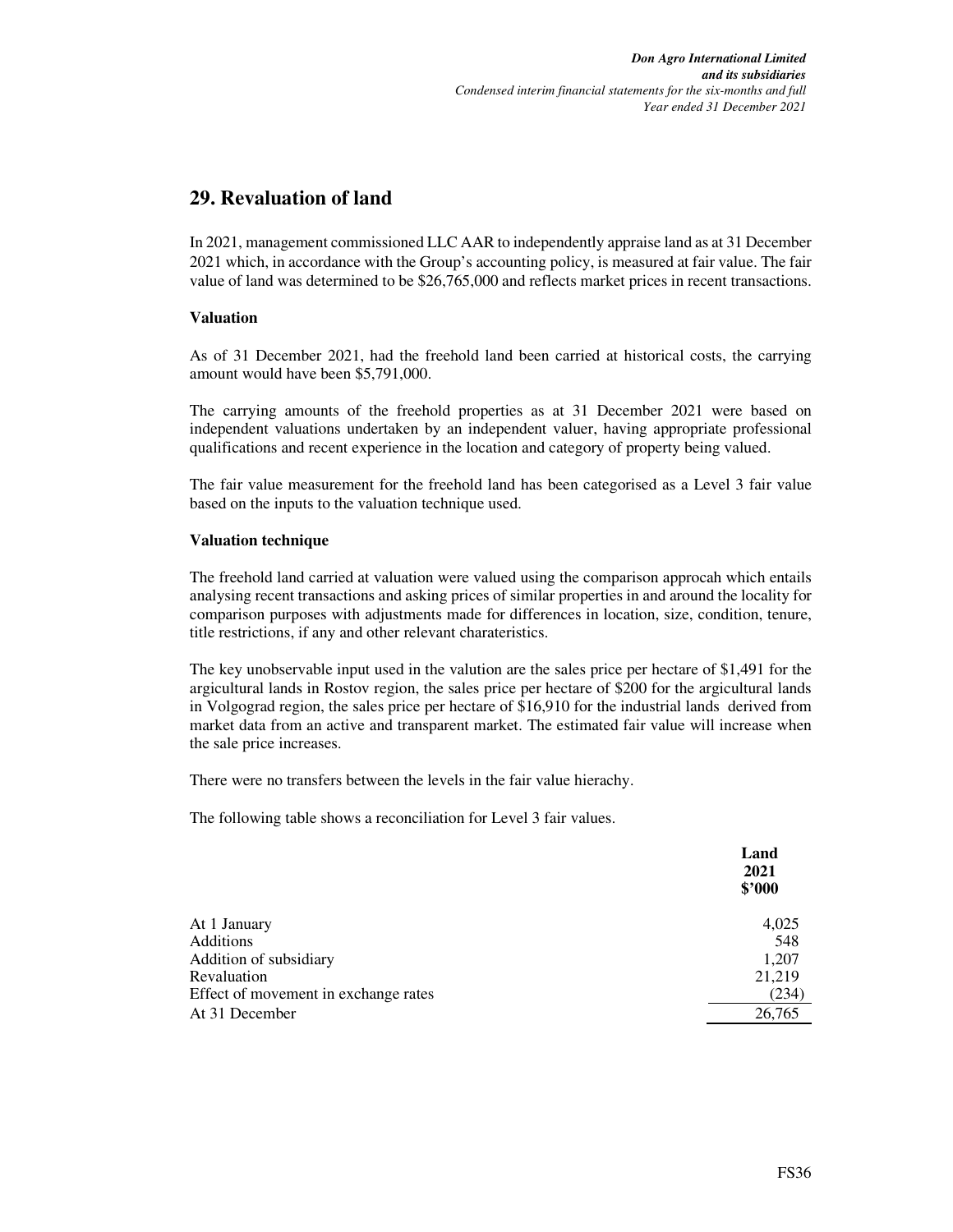## 29. Revaluation of land

In 2021, management commissioned LLC AAR to independently appraise land as at 31 December 2021 which, in accordance with the Group's accounting policy, is measured at fair value. The fair value of land was determined to be $26,765,000 and reflects market prices in recent transactions.

### Valuation

As of 31 December 2021, had the freehold land been carried at historical costs, the carrying amount would have been $5,791,000.

The carrying amounts of the freehold properties as at 31 December 2021 were based on independent valuations undertaken by an independent valuer, having appropriate professional qualifications and recent experience in the location and category of property being valued.

The fair value measurement for the freehold land has been categorised as a Level 3 fair value based on the inputs to the valuation technique used.

### Valuation technique

The freehold land carried at valuation were valued using the comparison approcah which entails analysing recent transactions and asking prices of similar properties in and around the locality for comparison purposes with adjustments made for differences in location, size, condition, tenure, title restrictions, if any and other relevant charateristics.

The key unobservable input used in the valution are the sales price per hectare of $1,491 for the argicultural lands in Rostov region, the sales price per hectare of $200 for the argicultural lands in Volgograd region, the sales price per hectare of $16,910 for the industrial lands derived from market data from an active and transparent market. The estimated fair value will increase when the sale price increases.

There were no transfers between the levels in the fair value hierachy.

The following table shows a reconciliation for Level 3 fair values.

| | Land 2021 $'000 |
|---|---|
| At 1 January | 4,025 |
| Additions | 548 |
| Addition of subsidiary | 1,207 |
| Revaluation | 21,219 |
| Effect of movement in exchange rates | (234) |
| At 31 December | 26,765 |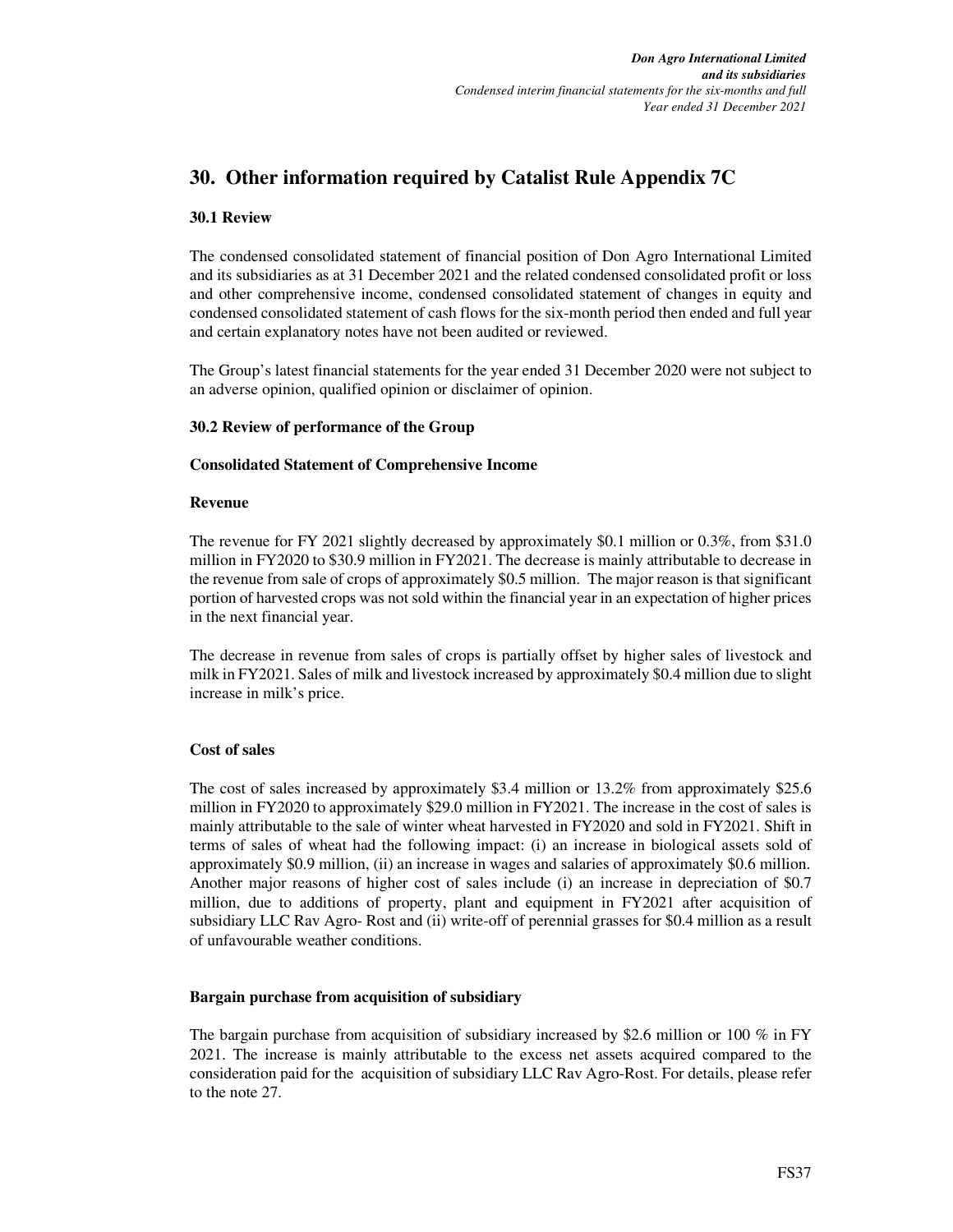# 30. Other information required by Catalist Rule Appendix 7C

### 30.1 Review

The condensed consolidated statement of financial position of Don Agro International Limited and its subsidiaries as at 31 December 2021 and the related condensed consolidated profit or loss and other comprehensive income, condensed consolidated statement of changes in equity and condensed consolidated statement of cash flows for the six-month period then ended and full year and certain explanatory notes have not been audited or reviewed.

The Group's latest financial statements for the year ended 31 December 2020 were not subject to an adverse opinion, qualified opinion or disclaimer of opinion.

### 30.2 Review of performance of the Group

**Consolidated Statement of Comprehensive Income**

**Revenue**

The revenue for FY 2021 slightly decreased by approximately $0.1 million or 0.3%, from $31.0 million in FY2020 to $30.9 million in FY2021. The decrease is mainly attributable to decrease in the revenue from sale of crops of approximately $0.5 million. The major reason is that significant portion of harvested crops was not sold within the financial year in an expectation of higher prices in the next financial year.

The decrease in revenue from sales of crops is partially offset by higher sales of livestock and milk in FY2021. Sales of milk and livestock increased by approximately $0.4 million due to slight increase in milk's price.

**Cost of sales**

The cost of sales increased by approximately $3.4 million or 13.2% from approximately $25.6 million in FY2020 to approximately $29.0 million in FY2021. The increase in the cost of sales is mainly attributable to the sale of winter wheat harvested in FY2020 and sold in FY2021. Shift in terms of sales of wheat had the following impact: (i) an increase in biological assets sold of approximately $0.9 million, (ii) an increase in wages and salaries of approximately $0.6 million. Another major reasons of higher cost of sales include (i) an increase in depreciation of $0.7 million, due to additions of property, plant and equipment in FY2021 after acquisition of subsidiary LLC Rav Agro- Rost and (ii) write-off of perennial grasses for $0.4 million as a result of unfavourable weather conditions.

**Bargain purchase from acquisition of subsidiary**

The bargain purchase from acquisition of subsidiary increased by $2.6 million or 100 % in FY 2021. The increase is mainly attributable to the excess net assets acquired compared to the consideration paid for the acquisition of subsidiary LLC Rav Agro-Rost. For details, please refer to the note 27.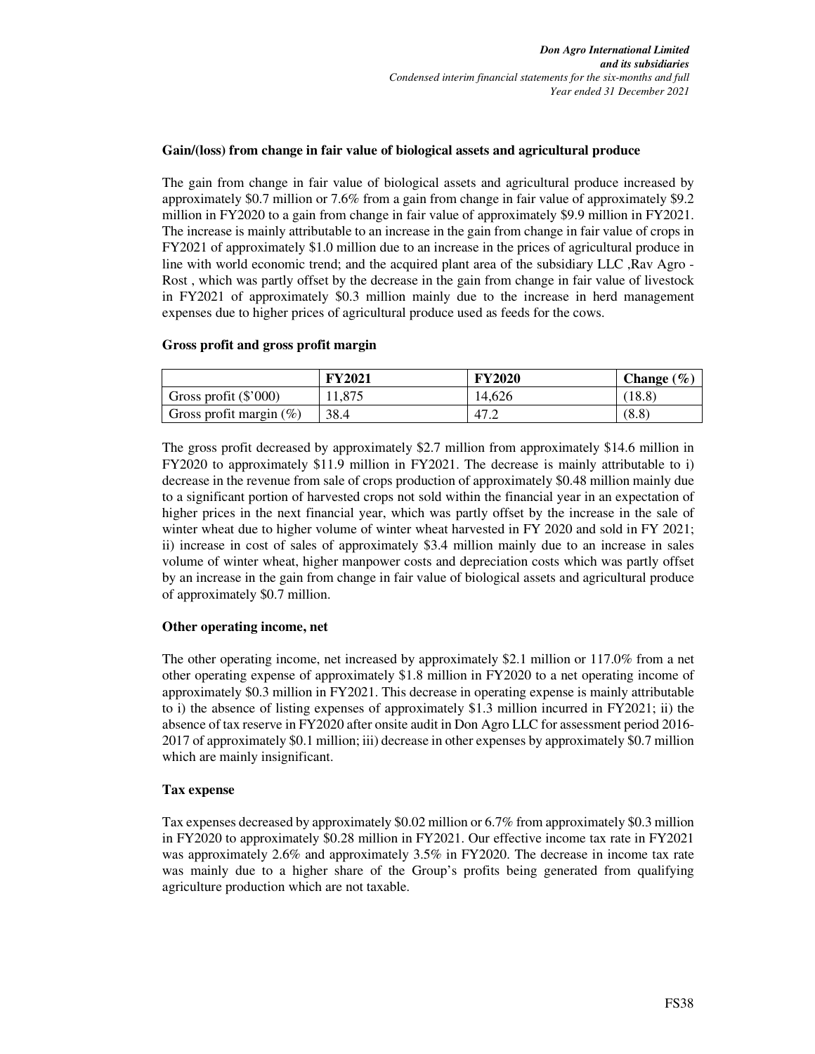**Gain/(loss) from change in fair value of biological assets and agricultural produce**

The gain from change in fair value of biological assets and agricultural produce increased by approximately $0.7 million or 7.6% from a gain from change in fair value of approximately $9.2 million in FY2020 to a gain from change in fair value of approximately $9.9 million in FY2021. The increase is mainly attributable to an increase in the gain from change in fair value of crops in FY2021 of approximately $1.0 million due to an increase in the prices of agricultural produce in line with world economic trend; and the acquired plant area of the subsidiary LLC ,Rav Agro - Rost , which was partly offset by the decrease in the gain from change in fair value of livestock in FY2021 of approximately $0.3 million mainly due to the increase in herd management expenses due to higher prices of agricultural produce used as feeds for the cows.

**Gross profit and gross profit margin**

| | FY2021 | FY2020 | Change (%) |
|---|---|---|---|
| Gross profit ($'000) | 11,875 | 14,626 | (18.8) |
| Gross profit margin (%) | 38.4 | 47.2 | (8.8) |

The gross profit decreased by approximately $2.7 million from approximately $14.6 million in FY2020 to approximately $11.9 million in FY2021. The decrease is mainly attributable to i) decrease in the revenue from sale of crops production of approximately $0.48 million mainly due to a significant portion of harvested crops not sold within the financial year in an expectation of higher prices in the next financial year, which was partly offset by the increase in the sale of winter wheat due to higher volume of winter wheat harvested in FY 2020 and sold in FY 2021; ii) increase in cost of sales of approximately $3.4 million mainly due to an increase in sales volume of winter wheat, higher manpower costs and depreciation costs which was partly offset by an increase in the gain from change in fair value of biological assets and agricultural produce of approximately $0.7 million.

**Other operating income, net**

The other operating income, net increased by approximately $2.1 million or 117.0% from a net other operating expense of approximately $1.8 million in FY2020 to a net operating income of approximately $0.3 million in FY2021. This decrease in operating expense is mainly attributable to i) the absence of listing expenses of approximately $1.3 million incurred in FY2021; ii) the absence of tax reserve in FY2020 after onsite audit in Don Agro LLC for assessment period 2016-2017 of approximately $0.1 million; iii) decrease in other expenses by approximately $0.7 million which are mainly insignificant.

**Tax expense**

Tax expenses decreased by approximately $0.02 million or 6.7% from approximately $0.3 million in FY2020 to approximately $0.28 million in FY2021. Our effective income tax rate in FY2021 was approximately 2.6% and approximately 3.5% in FY2020. The decrease in income tax rate was mainly due to a higher share of the Group's profits being generated from qualifying agriculture production which are not taxable.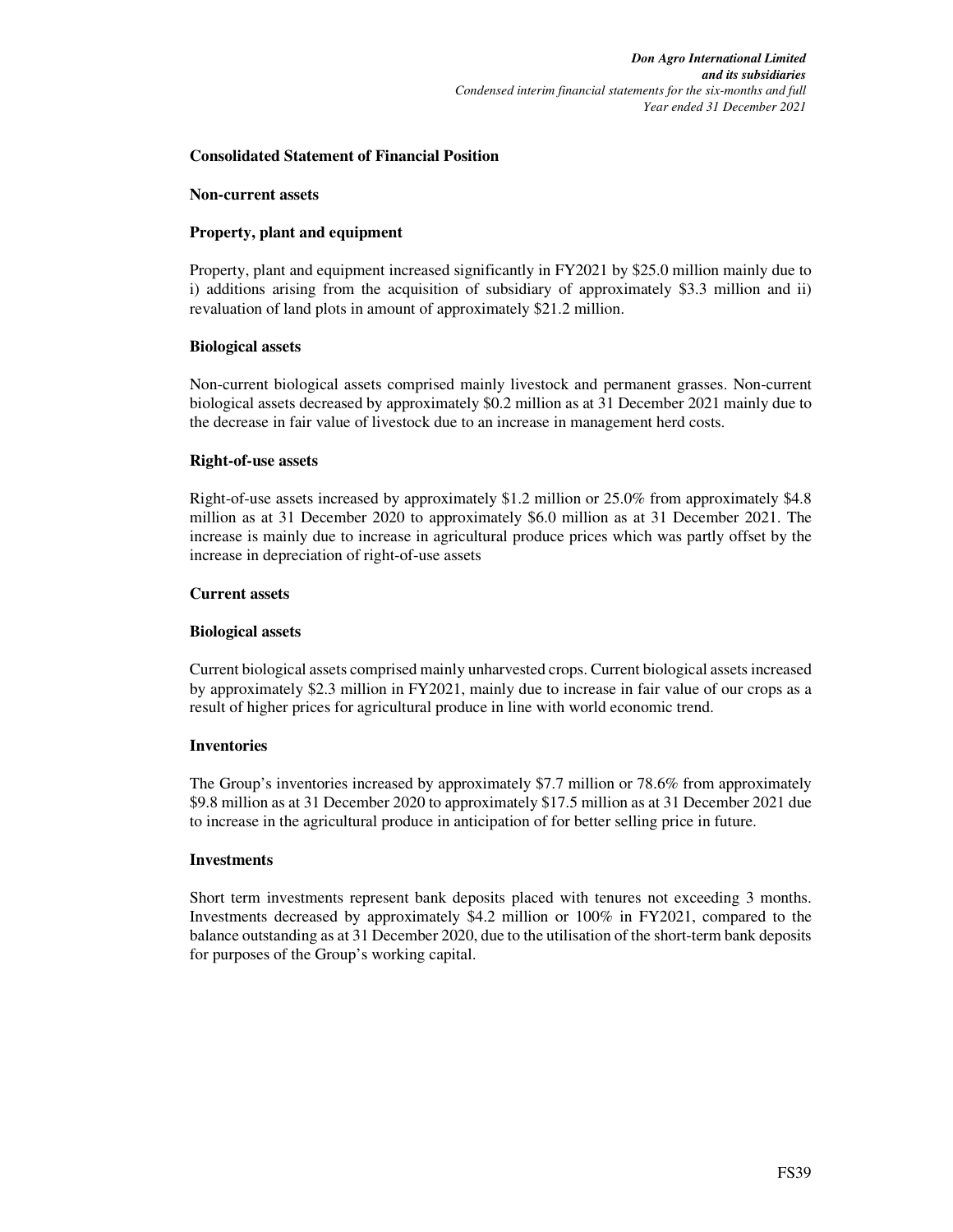## Consolidated Statement of Financial Position

### Non-current assets

#### Property, plant and equipment

Property, plant and equipment increased significantly in FY2021 by $25.0 million mainly due to i) additions arising from the acquisition of subsidiary of approximately $3.3 million and ii) revaluation of land plots in amount of approximately $21.2 million.

#### Biological assets

Non-current biological assets comprised mainly livestock and permanent grasses. Non-current biological assets decreased by approximately $0.2 million as at 31 December 2021 mainly due to the decrease in fair value of livestock due to an increase in management herd costs.

#### Right-of-use assets

Right-of-use assets increased by approximately $1.2 million or 25.0% from approximately $4.8 million as at 31 December 2020 to approximately $6.0 million as at 31 December 2021. The increase is mainly due to increase in agricultural produce prices which was partly offset by the increase in depreciation of right-of-use assets

### Current assets

#### Biological assets

Current biological assets comprised mainly unharvested crops. Current biological assets increased by approximately $2.3 million in FY2021, mainly due to increase in fair value of our crops as a result of higher prices for agricultural produce in line with world economic trend.

#### Inventories

The Group's inventories increased by approximately $7.7 million or 78.6% from approximately $9.8 million as at 31 December 2020 to approximately $17.5 million as at 31 December 2021 due to increase in the agricultural produce in anticipation of for better selling price in future.

#### Investments

Short term investments represent bank deposits placed with tenures not exceeding 3 months. Investments decreased by approximately $4.2 million or 100% in FY2021, compared to the balance outstanding as at 31 December 2020, due to the utilisation of the short-term bank deposits for purposes of the Group's working capital.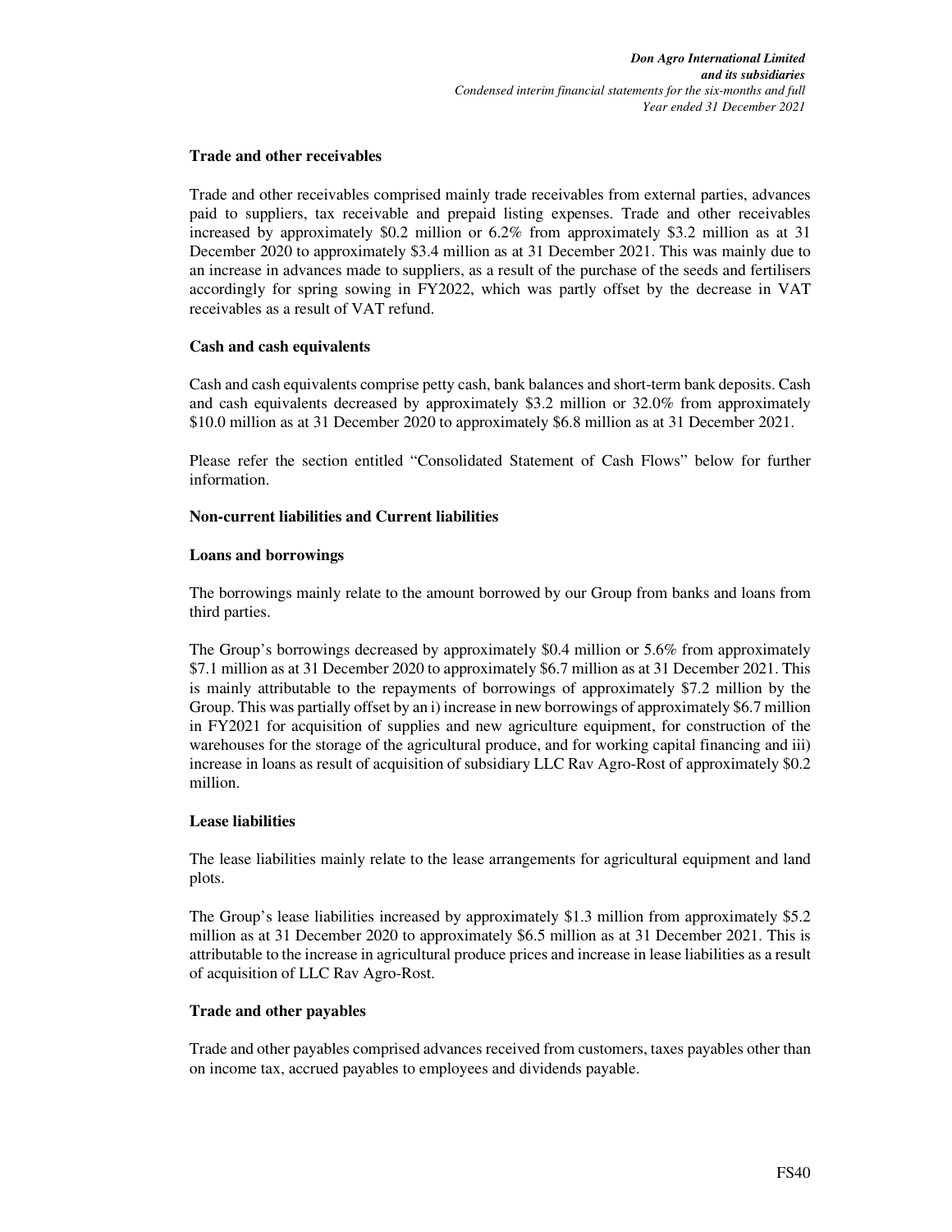**Trade and other receivables**

Trade and other receivables comprised mainly trade receivables from external parties, advances paid to suppliers, tax receivable and prepaid listing expenses. Trade and other receivables increased by approximately \$0.2 million or 6.2% from approximately \$3.2 million as at 31 December 2020 to approximately \$3.4 million as at 31 December 2021. This was mainly due to an increase in advances made to suppliers, as a result of the purchase of the seeds and fertilisers accordingly for spring sowing in FY2022, which was partly offset by the decrease in VAT receivables as a result of VAT refund.

**Cash and cash equivalents**

Cash and cash equivalents comprise petty cash, bank balances and short-term bank deposits. Cash and cash equivalents decreased by approximately \$3.2 million or 32.0% from approximately \$10.0 million as at 31 December 2020 to approximately \$6.8 million as at 31 December 2021.

Please refer the section entitled "Consolidated Statement of Cash Flows" below for further information.

**Non-current liabilities and Current liabilities**

**Loans and borrowings**

The borrowings mainly relate to the amount borrowed by our Group from banks and loans from third parties.

The Group's borrowings decreased by approximately \$0.4 million or 5.6% from approximately \$7.1 million as at 31 December 2020 to approximately \$6.7 million as at 31 December 2021. This is mainly attributable to the repayments of borrowings of approximately \$7.2 million by the Group. This was partially offset by an i) increase in new borrowings of approximately \$6.7 million in FY2021 for acquisition of supplies and new agriculture equipment, for construction of the warehouses for the storage of the agricultural produce, and for working capital financing and iii) increase in loans as result of acquisition of subsidiary LLC Rav Agro-Rost of approximately \$0.2 million.

**Lease liabilities**

The lease liabilities mainly relate to the lease arrangements for agricultural equipment and land plots.

The Group's lease liabilities increased by approximately \$1.3 million from approximately \$5.2 million as at 31 December 2020 to approximately \$6.5 million as at 31 December 2021. This is attributable to the increase in agricultural produce prices and increase in lease liabilities as a result of acquisition of LLC Rav Agro-Rost.

**Trade and other payables**

Trade and other payables comprised advances received from customers, taxes payables other than on income tax, accrued payables to employees and dividends payable.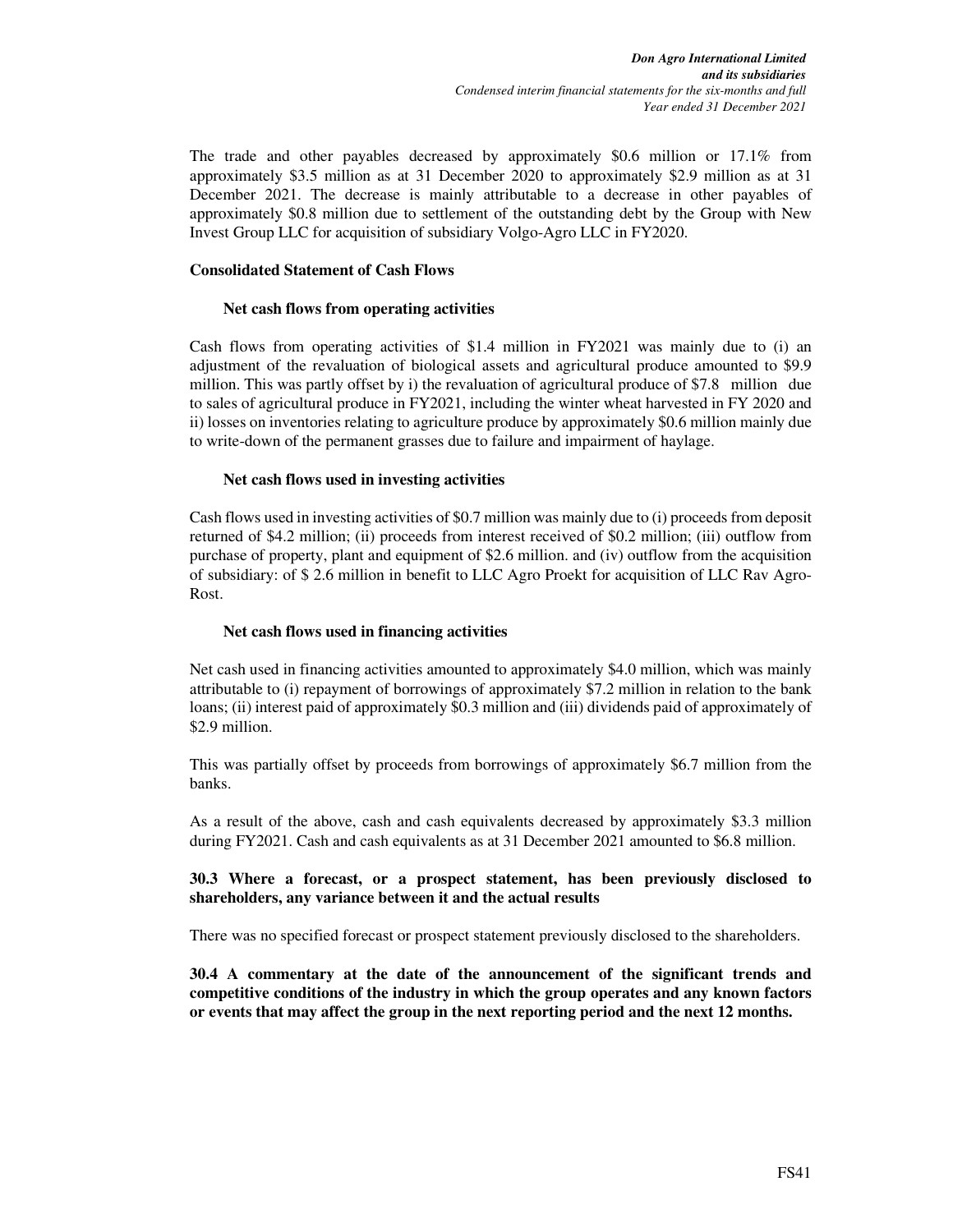The trade and other payables decreased by approximately $0.6 million or 17.1% from approximately $3.5 million as at 31 December 2020 to approximately $2.9 million as at 31 December 2021. The decrease is mainly attributable to a decrease in other payables of approximately $0.8 million due to settlement of the outstanding debt by the Group with New Invest Group LLC for acquisition of subsidiary Volgo-Agro LLC in FY2020.

**Consolidated Statement of Cash Flows**

**Net cash flows from operating activities**

Cash flows from operating activities of $1.4 million in FY2021 was mainly due to (i) an adjustment of the revaluation of biological assets and agricultural produce amounted to $9.9 million. This was partly offset by i) the revaluation of agricultural produce of $7.8 million due to sales of agricultural produce in FY2021, including the winter wheat harvested in FY 2020 and ii) losses on inventories relating to agriculture produce by approximately $0.6 million mainly due to write-down of the permanent grasses due to failure and impairment of haylage.

**Net cash flows used in investing activities**

Cash flows used in investing activities of $0.7 million was mainly due to (i) proceeds from deposit returned of $4.2 million; (ii) proceeds from interest received of $0.2 million; (iii) outflow from purchase of property, plant and equipment of $2.6 million. and (iv) outflow from the acquisition of subsidiary: of $ 2.6 million in benefit to LLC Agro Proekt for acquisition of LLC Rav Agro-Rost.

**Net cash flows used in financing activities**

Net cash used in financing activities amounted to approximately $4.0 million, which was mainly attributable to (i) repayment of borrowings of approximately $7.2 million in relation to the bank loans; (ii) interest paid of approximately $0.3 million and (iii) dividends paid of approximately of $2.9 million.

This was partially offset by proceeds from borrowings of approximately $6.7 million from the banks.

As a result of the above, cash and cash equivalents decreased by approximately $3.3 million during FY2021. Cash and cash equivalents as at 31 December 2021 amounted to $6.8 million.

**30.3 Where a forecast, or a prospect statement, has been previously disclosed to shareholders, any variance between it and the actual results**

There was no specified forecast or prospect statement previously disclosed to the shareholders.

**30.4 A commentary at the date of the announcement of the significant trends and competitive conditions of the industry in which the group operates and any known factors or events that may affect the group in the next reporting period and the next 12 months.**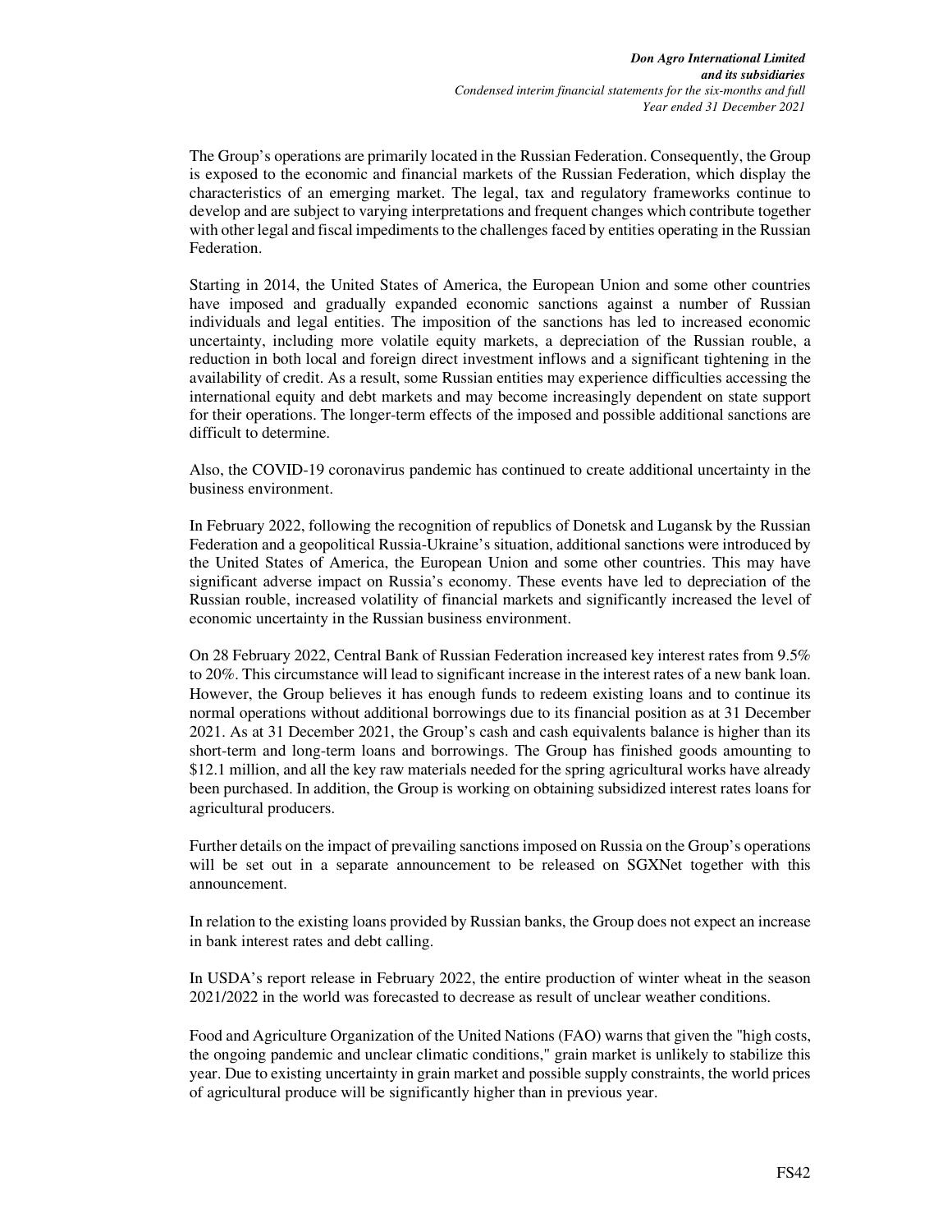The Group's operations are primarily located in the Russian Federation. Consequently, the Group is exposed to the economic and financial markets of the Russian Federation, which display the characteristics of an emerging market. The legal, tax and regulatory frameworks continue to develop and are subject to varying interpretations and frequent changes which contribute together with other legal and fiscal impediments to the challenges faced by entities operating in the Russian Federation.

Starting in 2014, the United States of America, the European Union and some other countries have imposed and gradually expanded economic sanctions against a number of Russian individuals and legal entities. The imposition of the sanctions has led to increased economic uncertainty, including more volatile equity markets, a depreciation of the Russian rouble, a reduction in both local and foreign direct investment inflows and a significant tightening in the availability of credit. As a result, some Russian entities may experience difficulties accessing the international equity and debt markets and may become increasingly dependent on state support for their operations. The longer-term effects of the imposed and possible additional sanctions are difficult to determine.

Also, the COVID-19 coronavirus pandemic has continued to create additional uncertainty in the business environment.

In February 2022, following the recognition of republics of Donetsk and Lugansk by the Russian Federation and a geopolitical Russia-Ukraine's situation, additional sanctions were introduced by the United States of America, the European Union and some other countries. This may have significant adverse impact on Russia's economy. These events have led to depreciation of the Russian rouble, increased volatility of financial markets and significantly increased the level of economic uncertainty in the Russian business environment.

On 28 February 2022, Central Bank of Russian Federation increased key interest rates from 9.5% to 20%. This circumstance will lead to significant increase in the interest rates of a new bank loan. However, the Group believes it has enough funds to redeem existing loans and to continue its normal operations without additional borrowings due to its financial position as at 31 December 2021. As at 31 December 2021, the Group's cash and cash equivalents balance is higher than its short-term and long-term loans and borrowings. The Group has finished goods amounting to $12.1 million, and all the key raw materials needed for the spring agricultural works have already been purchased. In addition, the Group is working on obtaining subsidized interest rates loans for agricultural producers.

Further details on the impact of prevailing sanctions imposed on Russia on the Group's operations will be set out in a separate announcement to be released on SGXNet together with this announcement.

In relation to the existing loans provided by Russian banks, the Group does not expect an increase in bank interest rates and debt calling.

In USDA's report release in February 2022, the entire production of winter wheat in the season 2021/2022 in the world was forecasted to decrease as result of unclear weather conditions.

Food and Agriculture Organization of the United Nations (FAO) warns that given the "high costs, the ongoing pandemic and unclear climatic conditions," grain market is unlikely to stabilize this year. Due to existing uncertainty in grain market and possible supply constraints, the world prices of agricultural produce will be significantly higher than in previous year.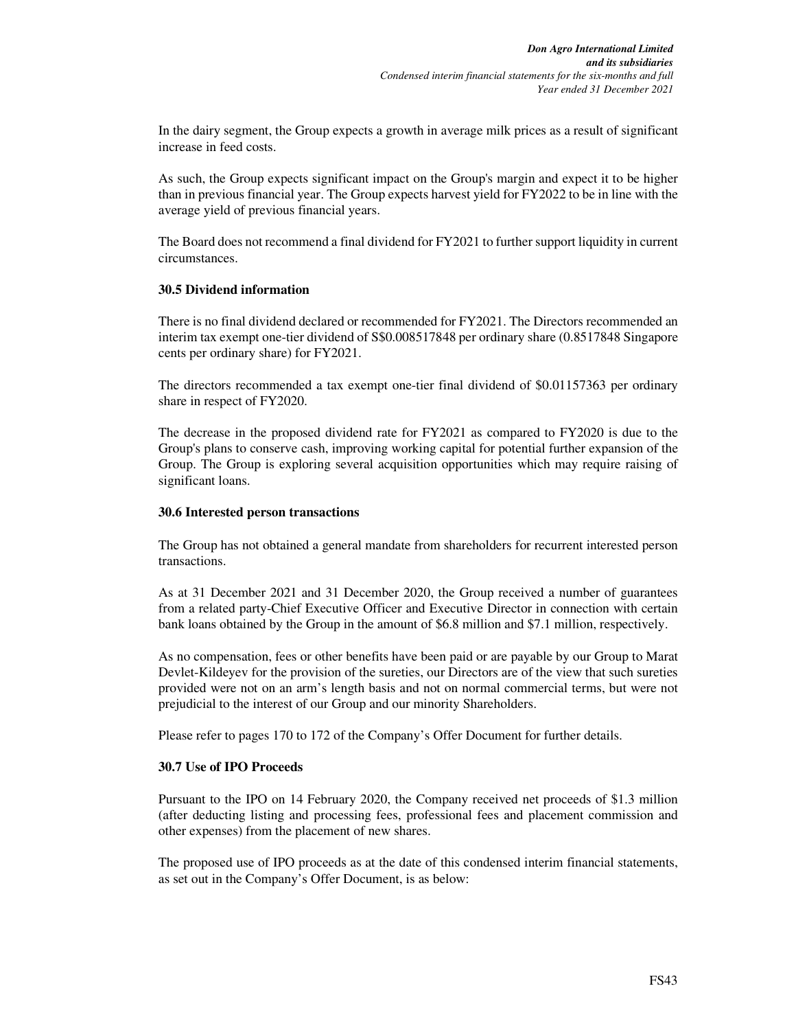In the dairy segment, the Group expects a growth in average milk prices as a result of significant increase in feed costs.

As such, the Group expects significant impact on the Group's margin and expect it to be higher than in previous financial year. The Group expects harvest yield for FY2022 to be in line with the average yield of previous financial years.

The Board does not recommend a final dividend for FY2021 to further support liquidity in current circumstances.

**30.5 Dividend information**

There is no final dividend declared or recommended for FY2021. The Directors recommended an interim tax exempt one-tier dividend of S$0.008517848 per ordinary share (0.8517848 Singapore cents per ordinary share) for FY2021.

The directors recommended a tax exempt one-tier final dividend of $0.01157363 per ordinary share in respect of FY2020.

The decrease in the proposed dividend rate for FY2021 as compared to FY2020 is due to the Group's plans to conserve cash, improving working capital for potential further expansion of the Group. The Group is exploring several acquisition opportunities which may require raising of significant loans.

**30.6 Interested person transactions**

The Group has not obtained a general mandate from shareholders for recurrent interested person transactions.

As at 31 December 2021 and 31 December 2020, the Group received a number of guarantees from a related party-Chief Executive Officer and Executive Director in connection with certain bank loans obtained by the Group in the amount of $6.8 million and $7.1 million, respectively.

As no compensation, fees or other benefits have been paid or are payable by our Group to Marat Devlet-Kildeyev for the provision of the sureties, our Directors are of the view that such sureties provided were not on an arm's length basis and not on normal commercial terms, but were not prejudicial to the interest of our Group and our minority Shareholders.

Please refer to pages 170 to 172 of the Company's Offer Document for further details.

**30.7 Use of IPO Proceeds**

Pursuant to the IPO on 14 February 2020, the Company received net proceeds of $1.3 million (after deducting listing and processing fees, professional fees and placement commission and other expenses) from the placement of new shares.

The proposed use of IPO proceeds as at the date of this condensed interim financial statements, as set out in the Company's Offer Document, is as below: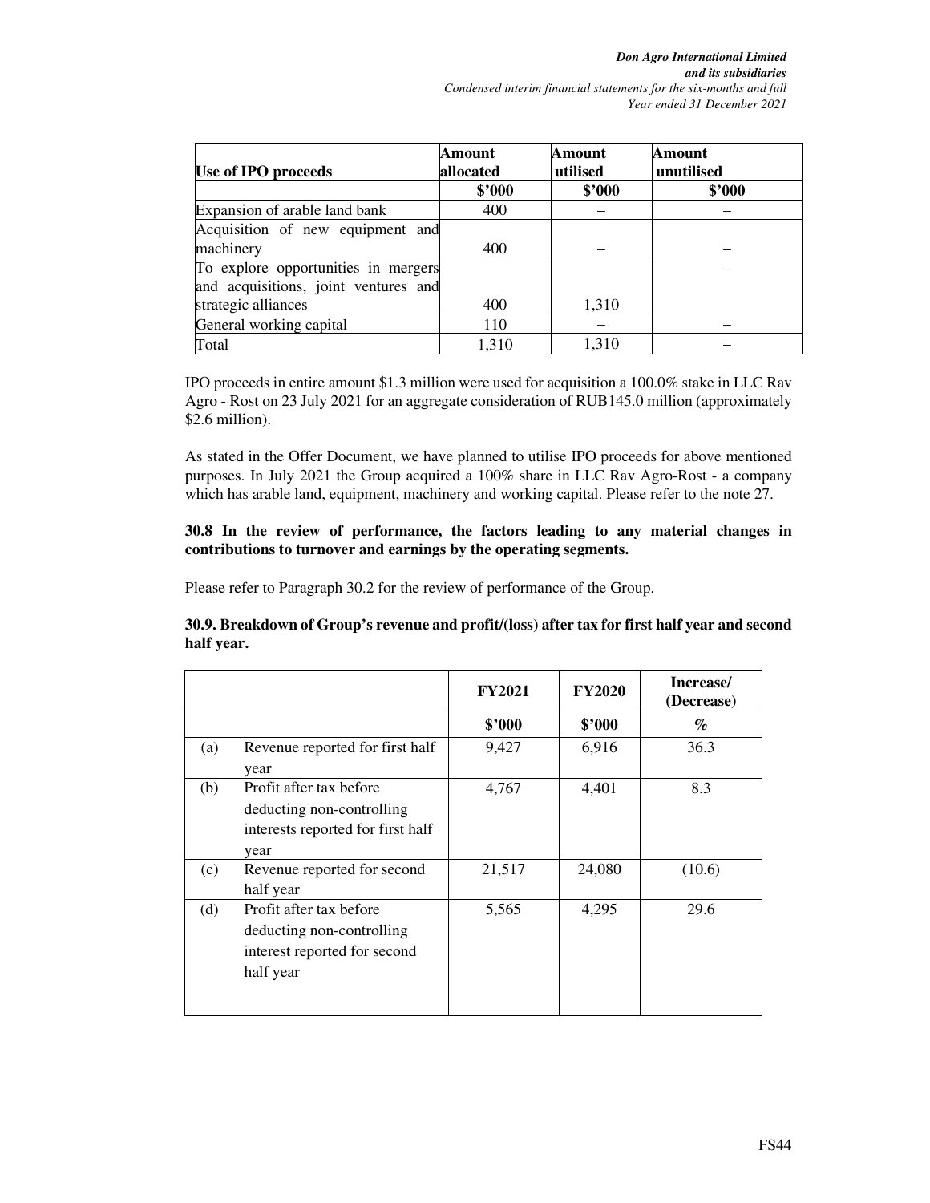| Use of IPO proceeds | Amount allocated | Amount utilised | Amount unutilised |
|---|---|---|---|
| | $'000 | $'000 | $'000 |
| Expansion of arable land bank | 400 | – | – |
| Acquisition of new equipment and machinery | 400 | – | – |
| To explore opportunities in mergers and acquisitions, joint ventures and strategic alliances | 400 | 1,310 | – |
| General working capital | 110 | – | – |
| Total | 1,310 | 1,310 | – |

IPO proceeds in entire amount $1.3 million were used for acquisition a 100.0% stake in LLC Rav Agro - Rost on 23 July 2021 for an aggregate consideration of RUB145.0 million (approximately $2.6 million).

As stated in the Offer Document, we have planned to utilise IPO proceeds for above mentioned purposes. In July 2021 the Group acquired a 100% share in LLC Rav Agro-Rost - a company which has arable land, equipment, machinery and working capital. Please refer to the note 27.

**30.8 In the review of performance, the factors leading to any material changes in contributions to turnover and earnings by the operating segments.**

Please refer to Paragraph 30.2 for the review of performance of the Group.

**30.9. Breakdown of Group's revenue and profit/(loss) after tax for first half year and second half year.**

| | | FY2021 | FY2020 | Increase/ (Decrease) |
|---|---|---|---|---|
| | | $'000 | $'000 | % |
| (a) | Revenue reported for first half year | 9,427 | 6,916 | 36.3 |
| (b) | Profit after tax before deducting non-controlling interests reported for first half year | 4,767 | 4,401 | 8.3 |
| (c) | Revenue reported for second half year | 21,517 | 24,080 | (10.6) |
| (d) | Profit after tax before deducting non-controlling interest reported for second half year | 5,565 | 4,295 | 29.6 |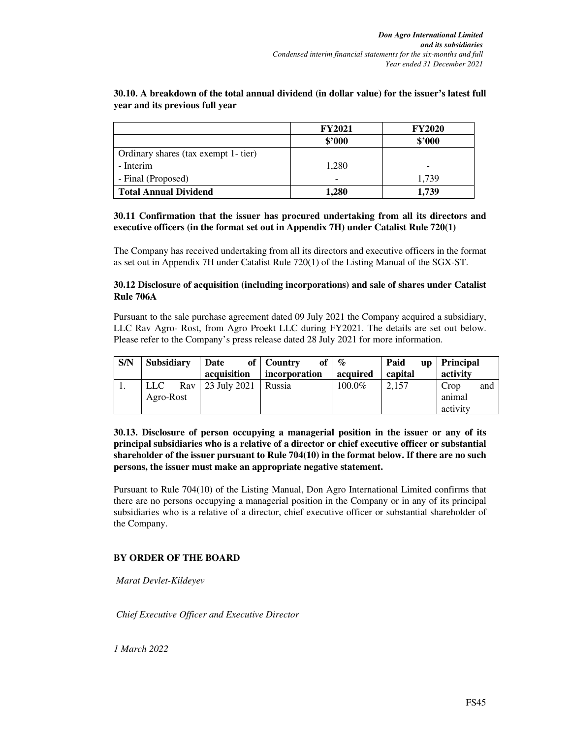**30.10. A breakdown of the total annual dividend (in dollar value) for the issuer's latest full year and its previous full year**

| | FY2021 | FY2020 |
|---|---|---|
| | $'000 | $'000 |
| Ordinary shares (tax exempt 1- tier) | | |
| - Interim | 1,280 | - |
| - Final (Proposed) | - | 1,739 |
| **Total Annual Dividend** | **1,280** | **1,739** |

**30.11 Confirmation that the issuer has procured undertaking from all its directors and executive officers (in the format set out in Appendix 7H) under Catalist Rule 720(1)**

The Company has received undertaking from all its directors and executive officers in the format as set out in Appendix 7H under Catalist Rule 720(1) of the Listing Manual of the SGX-ST.

**30.12 Disclosure of acquisition (including incorporations) and sale of shares under Catalist Rule 706A**

Pursuant to the sale purchase agreement dated 09 July 2021 the Company acquired a subsidiary, LLC Rav Agro- Rost, from Agro Proekt LLC during FY2021. The details are set out below. Please refer to the Company's press release dated 28 July 2021 for more information.

| S/N | Subsidiary | Date of acquisition | Country of incorporation | % acquired | Paid up capital | Principal activity |
|---|---|---|---|---|---|---|
| 1. | LLC Rav Agro-Rost | 23 July 2021 | Russia | 100.0% | 2,157 | Crop and animal activity |

**30.13. Disclosure of person occupying a managerial position in the issuer or any of its principal subsidiaries who is a relative of a director or chief executive officer or substantial shareholder of the issuer pursuant to Rule 704(10) in the format below. If there are no such persons, the issuer must make an appropriate negative statement.**

Pursuant to Rule 704(10) of the Listing Manual, Don Agro International Limited confirms that there are no persons occupying a managerial position in the Company or in any of its principal subsidiaries who is a relative of a director, chief executive officer or substantial shareholder of the Company.

**BY ORDER OF THE BOARD**

*Marat Devlet-Kildeyev*

*Chief Executive Officer and Executive Director*

*1 March 2022*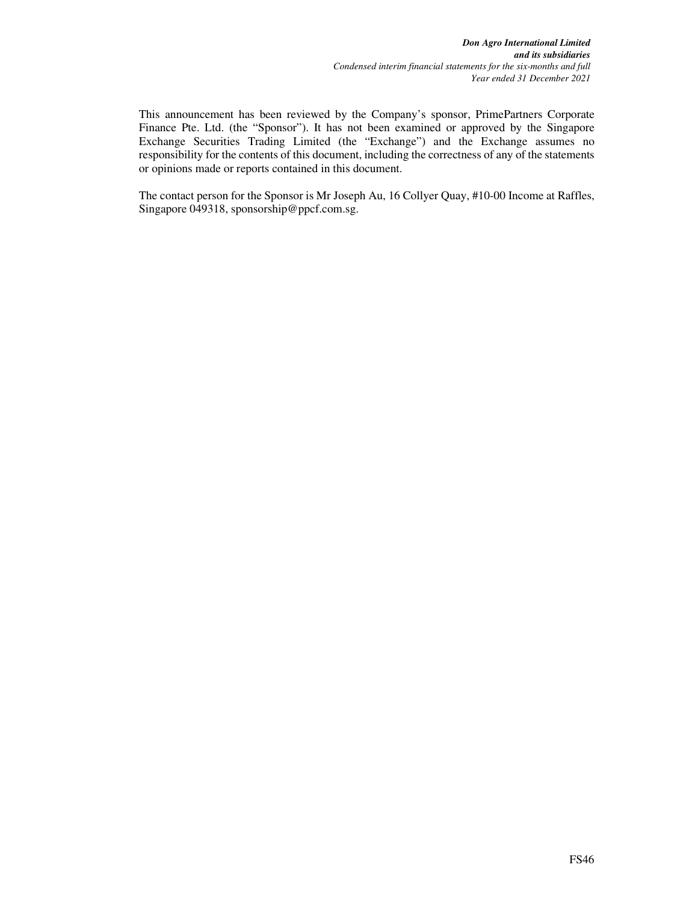This announcement has been reviewed by the Company's sponsor, PrimePartners Corporate Finance Pte. Ltd. (the "Sponsor"). It has not been examined or approved by the Singapore Exchange Securities Trading Limited (the "Exchange") and the Exchange assumes no responsibility for the contents of this document, including the correctness of any of the statements or opinions made or reports contained in this document.

The contact person for the Sponsor is Mr Joseph Au, 16 Collyer Quay, #10-00 Income at Raffles, Singapore 049318, sponsorship@ppcf.com.sg.